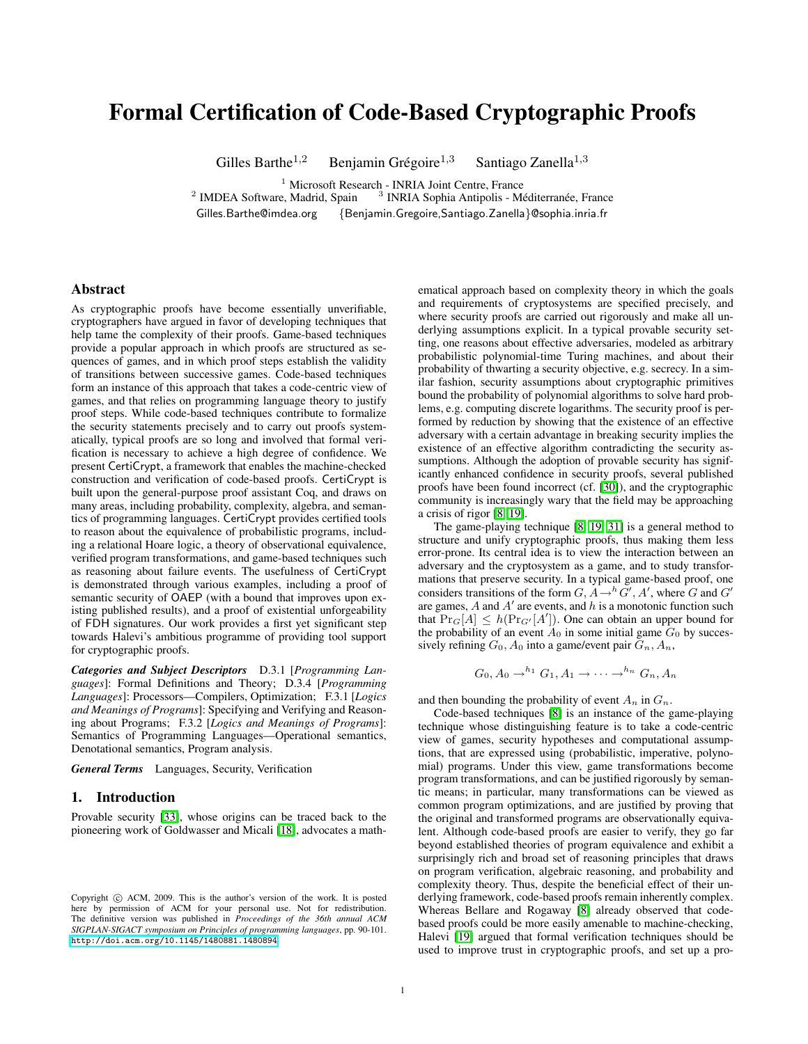# Formal Certification of Code-Based Cryptographic Proofs

Gilles Barthe[1,2] Benjamin Grégoire[1,3] Santiago Zanella[1,3]

[1] Microsoft Research - INRIA Joint Centre, France
[2] IMDEA Software, Madrid, Spain [3] INRIA Sophia Antipolis - Méditerranée, France
Gilles.Barthe@imdea.org {Benjamin.Gregoire,Santiago.Zanella}@sophia.inria.fr

## Abstract

As cryptographic proofs have become essentially unverifiable, cryptographers have argued in favor of developing techniques that help tame the complexity of their proofs. Game-based techniques provide a popular approach in which proofs are structured as sequences of games, and in which proof steps establish the validity of transitions between successive games. Code-based techniques form an instance of this approach that takes a code-centric view of games, and that relies on programming language theory to justify proof steps. While code-based techniques contribute to formalize the security statements precisely and to carry out proofs systematically, typical proofs are so long and involved that formal verification is necessary to achieve a high degree of confidence. We present CertiCrypt, a framework that enables the machine-checked construction and verification of code-based proofs. CertiCrypt is built upon the general-purpose proof assistant Coq, and draws on many areas, including probability, complexity, algebra, and semantics of programming languages. CertiCrypt provides certified tools to reason about the equivalence of probabilistic programs, including a relational Hoare logic, a theory of observational equivalence, verified program transformations, and game-based techniques such as reasoning about failure events. The usefulness of CertiCrypt is demonstrated through various examples, including a proof of semantic security of OAEP (with a bound that improves upon existing published results), and a proof of existential unforgeability of FDH signatures. Our work provides a first yet significant step towards Halevi's ambitious programme of providing tool support for cryptographic proofs.

***Categories and Subject Descriptors*** D.3.1 [*Programming Languages*]: Formal Definitions and Theory; D.3.4 [*Programming Languages*]: Processors—Compilers, Optimization; F.3.1 [*Logics and Meanings of Programs*]: Specifying and Verifying and Reasoning about Programs; F.3.2 [*Logics and Meanings of Programs*]: Semantics of Programming Languages—Operational semantics, Denotational semantics, Program analysis.

***General Terms*** Languages, Security, Verification

## 1. Introduction

Provable security [33], whose origins can be traced back to the pioneering work of Goldwasser and Micali [18], advocates a mathematical approach based on complexity theory in which the goals and requirements of cryptosystems are specified precisely, and where security proofs are carried out rigorously and make all underlying assumptions explicit. In a typical provable security setting, one reasons about effective adversaries, modeled as arbitrary probabilistic polynomial-time Turing machines, and about their probability of thwarting a security objective, e.g. secrecy. In a similar fashion, security assumptions about cryptographic primitives bound the probability of polynomial algorithms to solve hard problems, e.g. computing discrete logarithms. The security proof is performed by reduction by showing that the existence of an effective adversary with a certain advantage in breaking security implies the existence of an effective algorithm contradicting the security assumptions. Although the adoption of provable security has significantly enhanced confidence in security proofs, several published proofs have been found incorrect (cf. [30]), and the cryptographic community is increasingly wary that the field may be approaching a crisis of rigor [8, 19].

The game-playing technique [8, 19, 31] is a general method to structure and unify cryptographic proofs, thus making them less error-prone. Its central idea is to view the interaction between an adversary and the cryptosystem as a game, and to study transformations that preserve security. In a typical game-based proof, one considers transitions of the form $G, A \rightarrow^h G', A'$, where $G$ and $G'$ are games, $A$ and $A'$ are events, and $h$ is a monotonic function such that $\Pr_G[A] \leq h(\Pr_{G'}[A'])$. One can obtain an upper bound for the probability of an event $A_0$ in some initial game $G_0$ by successively refining $G_0, A_0$ into a game/event pair $G_n, A_n$,

$$G_0, A_0 \rightarrow^{h_1} G_1, A_1 \rightarrow \cdots \rightarrow^{h_n} G_n, A_n$$

and then bounding the probability of event $A_n$ in $G_n$.

Code-based techniques [8] is an instance of the game-playing technique whose distinguishing feature is to take a code-centric view of games, security hypotheses and computational assumptions, that are expressed using (probabilistic, imperative, polynomial) programs. Under this view, game transformations become program transformations, and can be justified rigorously by semantic means; in particular, many transformations can be viewed as common program optimizations, and are justified by proving that the original and transformed programs are observationally equivalent. Although code-based proofs are easier to verify, they go far beyond established theories of program equivalence and exhibit a surprisingly rich and broad set of reasoning principles that draws on program verification, algebraic reasoning, and probability and complexity theory. Thus, despite the beneficial effect of their underlying framework, code-based proofs remain inherently complex. Whereas Bellare and Rogaway [8] already observed that code-based proofs could be more easily amenable to machine-checking, Halevi [19] argued that formal verification techniques should be used to improve trust in cryptographic proofs, and set up a pro-

Copyright © ACM, 2009. This is the author's version of the work. It is posted here by permission of ACM for your personal use. Not for redistribution. The definitive version was published in *Proceedings of the 36th annual ACM SIGPLAN-SIGACT symposium on Principles of programming languages*, pp. 90-101. http://doi.acm.org/10.1145/1480881.1480894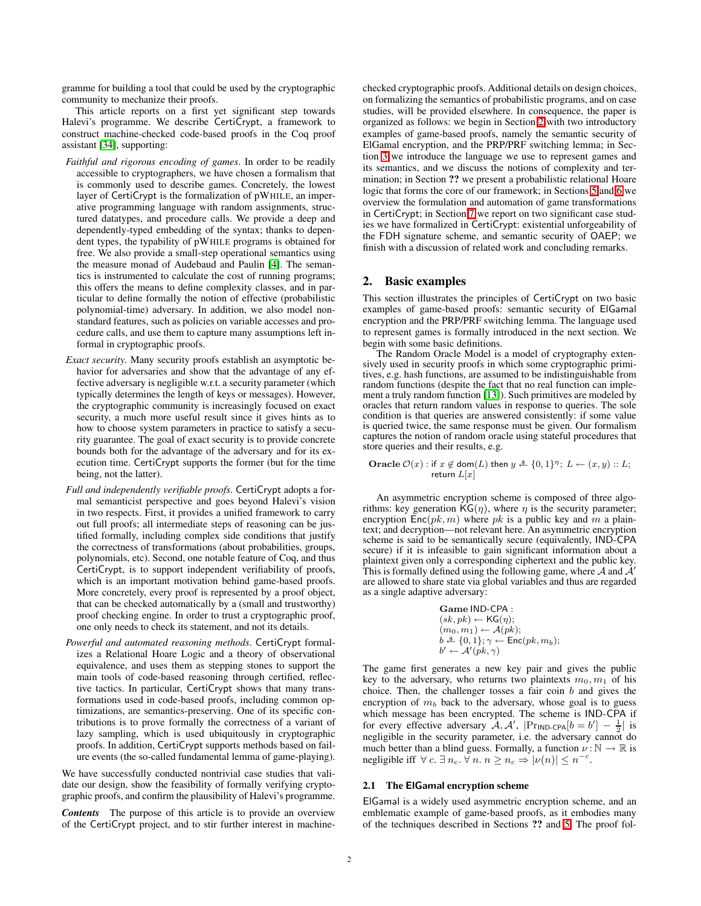gramme for building a tool that could be used by the cryptographic community to mechanize their proofs.

This article reports on a first yet significant step towards Halevi's programme. We describe CertiCrypt, a framework to construct machine-checked code-based proofs in the Coq proof assistant [34], supporting:

- *Faithful and rigorous encoding of games*. In order to be readily accessible to cryptographers, we have chosen a formalism that is commonly used to describe games. Concretely, the lowest layer of CertiCrypt is the formalization of pWHILE, an imperative programming language with random assignments, structured datatypes, and procedure calls. We provide a deep and dependently-typed embedding of the syntax; thanks to dependent types, the typability of pWHILE programs is obtained for free. We also provide a small-step operational semantics using the measure monad of Audebaud and Paulin [4]. The semantics is instrumented to calculate the cost of running programs; this offers the means to define complexity classes, and in particular to define formally the notion of effective (probabilistic polynomial-time) adversary. In addition, we also model nonstandard features, such as policies on variable accesses and procedure calls, and use them to capture many assumptions left informal in cryptographic proofs.
- *Exact security*. Many security proofs establish an asymptotic behavior for adversaries and show that the advantage of any effective adversary is negligible w.r.t. a security parameter (which typically determines the length of keys or messages). However, the cryptographic community is increasingly focused on exact security, a much more useful result since it gives hints as to how to choose system parameters in practice to satisfy a security guarantee. The goal of exact security is to provide concrete bounds both for the advantage of the adversary and for its execution time. CertiCrypt supports the former (but for the time being, not the latter).
- *Full and independently verifiable proofs*. CertiCrypt adopts a formal semanticist perspective and goes beyond Halevi's vision in two respects. First, it provides a unified framework to carry out full proofs; all intermediate steps of reasoning can be justified formally, including complex side conditions that justify the correctness of transformations (about probabilities, groups, polynomials, etc). Second, one notable feature of Coq, and thus CertiCrypt, is to support independent verifiability of proofs, which is an important motivation behind game-based proofs. More concretely, every proof is represented by a proof object, that can be checked automatically by a (small and trustworthy) proof checking engine. In order to trust a cryptographic proof, one only needs to check its statement, and not its details.
- *Powerful and automated reasoning methods*. CertiCrypt formalizes a Relational Hoare Logic and a theory of observational equivalence, and uses them as stepping stones to support the main tools of code-based reasoning through certified, reflective tactics. In particular, CertiCrypt shows that many transformations used in code-based proofs, including common optimizations, are semantics-preserving. One of its specific contributions is to prove formally the correctness of a variant of lazy sampling, which is used ubiquitously in cryptographic proofs. In addition, CertiCrypt supports methods based on failure events (the so-called fundamental lemma of game-playing).

We have successfully conducted nontrivial case studies that validate our design, show the feasibility of formally verifying cryptographic proofs, and confirm the plausibility of Halevi's programme.

***Contents*** The purpose of this article is to provide an overview of the CertiCrypt project, and to stir further interest in machine-checked cryptographic proofs. Additional details on design choices, on formalizing the semantics of probabilistic programs, and on case studies, will be provided elsewhere. In consequence, the paper is organized as follows: we begin in Section 2 with two introductory examples of game-based proofs, namely the semantic security of ElGamal encryption, and the PRP/PRF switching lemma; in Section 3 we introduce the language we use to represent games and its semantics, and we discuss the notions of complexity and termination; in Section **??** we present a probabilistic relational Hoare logic that forms the core of our framework; in Sections 5 and 6 we overview the formulation and automation of game transformations in CertiCrypt; in Section 7 we report on two significant case studies we have formalized in CertiCrypt: existential unforgeability of the FDH signature scheme, and semantic security of OAEP; we finish with a discussion of related work and concluding remarks.

## 2. Basic examples

This section illustrates the principles of CertiCrypt on two basic examples of game-based proofs: semantic security of ElGamal encryption and the PRP/PRF switching lemma. The language used to represent games is formally introduced in the next section. We begin with some basic definitions.

The Random Oracle Model is a model of cryptography extensively used in security proofs in which some cryptographic primitives, e.g. hash functions, are assumed to be indistinguishable from random functions (despite the fact that no real function can implement a truly random function [13]). Such primitives are modeled by oracles that return random values in response to queries. The sole condition is that queries are answered consistently: if some value is queried twice, the same response must be given. Our formalism captures the notion of random oracle using stateful procedures that store queries and their results, e.g.

**Oracle** $\mathcal{O}(x)$ : if $x \notin \mathsf{dom}(L)$ then $y \xleftarrow{\$} \{0,1\}^\eta$; $L \leftarrow (x,y) :: L$; return $L[x]$

An asymmetric encryption scheme is composed of three algorithms: key generation $\mathsf{KG}(\eta)$, where $\eta$ is the security parameter; encryption $\mathsf{Enc}(pk, m)$ where $pk$ is a public key and $m$ a plaintext; and decryption—not relevant here. An asymmetric encryption scheme is said to be semantically secure (equivalently, IND-CPA secure) if it is infeasible to gain significant information about a plaintext given only a corresponding ciphertext and the public key. This is formally defined using the following game, where $\mathcal{A}$ and $\mathcal{A}'$ are allowed to share state via global variables and thus are regarded as a single adaptive adversary:

**Game** IND-CPA :
$(sk, pk) \leftarrow \mathsf{KG}(\eta)$;
$(m_0, m_1) \leftarrow \mathcal{A}(pk)$;
$b \xleftarrow{\$} \{0,1\}; \gamma \leftarrow \mathsf{Enc}(pk, m_b)$;
$b' \leftarrow \mathcal{A}'(pk, \gamma)$

The game first generates a new key pair and gives the public key to the adversary, who returns two plaintexts $m_0, m_1$ of his choice. Then, the challenger tosses a fair coin $b$ and gives the encryption of $m_b$ back to the adversary, whose goal is to guess which message has been encrypted. The scheme is IND-CPA if for every effective adversary $\mathcal{A}, \mathcal{A}'$, $|\Pr_{\text{IND-CPA}}[b = b'] - \frac{1}{2}|$ is negligible in the security parameter, i.e. the adversary cannot do much better than a blind guess. Formally, a function $\nu : \mathbb{N} \to \mathbb{R}$ is negligible iff $\forall\, c.\ \exists\, n_c.\ \forall\, n.\ n \geq n_c \Rightarrow |\nu(n)| \leq n^{-c}$.

### 2.1 The ElGamal encryption scheme

ElGamal is a widely used asymmetric encryption scheme, and an emblematic example of game-based proofs, as it embodies many of the techniques described in Sections **??** and 5. The proof fol-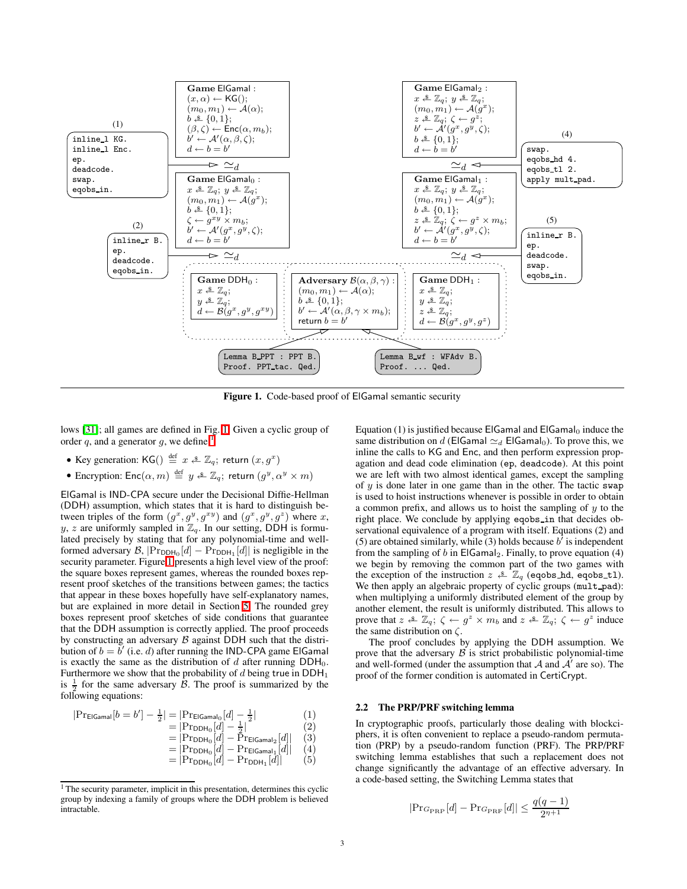**Game ElGamal :**
$(x, \alpha) \leftarrow \mathsf{KG}();$
$(m_0, m_1) \leftarrow \mathcal{A}(\alpha);$
$b \xleftarrow{\$} \{0,1\};$
$(\beta, \zeta) \leftarrow \mathsf{Enc}(\alpha, m_b);$
$b' \leftarrow \mathcal{A}'(\alpha, \beta, \zeta);$
$d \leftarrow b = b'$

(1)
```
inline_l KG.
inline_l Enc.
ep.
deadcode.
swap.
eqobs_in.
```
$\simeq_d$

**Game ElGamal$_0$ :**
$x \xleftarrow{\$} \mathbb{Z}_q;\ y \xleftarrow{\$} \mathbb{Z}_q;$
$(m_0, m_1) \leftarrow \mathcal{A}(g^x);$
$b \xleftarrow{\$} \{0,1\};$
$\zeta \leftarrow g^{xy} \times m_b;$
$b' \leftarrow \mathcal{A}'(g^x, g^y, \zeta);$
$d \leftarrow b = b'$

(2)
```
inline_r B.
ep.
deadcode.
eqobs_in.
```
$\simeq_d$

**Game ElGamal$_2$ :**
$x \xleftarrow{\$} \mathbb{Z}_q;\ y \xleftarrow{\$} \mathbb{Z}_q;$
$(m_0, m_1) \leftarrow \mathcal{A}(g^x);$
$z \xleftarrow{\$} \mathbb{Z}_q;\ \zeta \leftarrow g^z;$
$b' \leftarrow \mathcal{A}'(g^x, g^y, \zeta);$
$b \xleftarrow{\$} \{0,1\};$
$d \leftarrow b = b'$

(4)
```
swap.
eqobs_hd 4.
eqobs_tl 2.
apply mult_pad.
```
$\simeq_d$

**Game ElGamal$_1$ :**
$x \xleftarrow{\$} \mathbb{Z}_q;\ y \xleftarrow{\$} \mathbb{Z}_q;$
$(m_0, m_1) \leftarrow \mathcal{A}(g^x);$
$b \xleftarrow{\$} \{0,1\};$
$z \xleftarrow{\$} \mathbb{Z}_q;\ \zeta \leftarrow g^z \times m_b;$
$b' \leftarrow \mathcal{A}'(g^x, g^y, \zeta);$
$d \leftarrow b = b'$

(5)
```
inline_r B.
ep.
deadcode.
swap.
eqobs_in.
```
$\simeq_d$

**Game DDH$_0$ :**
$x \xleftarrow{\$} \mathbb{Z}_q;$
$y \xleftarrow{\$} \mathbb{Z}_q;$
$d \leftarrow \mathcal{B}(g^x, g^y, g^{xy})$

**Adversary $\mathcal{B}(\alpha, \beta, \gamma)$ :**
$(m_0, m_1) \leftarrow \mathcal{A}(\alpha);$
$b \xleftarrow{\$} \{0,1\};$
$b' \leftarrow \mathcal{A}'(\alpha, \beta, \gamma \times m_b);$
return $b = b'$

**Game DDH$_1$ :**
$x \xleftarrow{\$} \mathbb{Z}_q;$
$y \xleftarrow{\$} \mathbb{Z}_q;$
$z \xleftarrow{\$} \mathbb{Z}_q;$
$d \leftarrow \mathcal{B}(g^x, g^y, g^z)$

```
Lemma B_PPT : PPT B.
Proof. PPT_tac. Qed.
```

```
Lemma B_wf : WFAdv B.
Proof. ... Qed.
```

**Figure 1.** Code-based proof of ElGamal semantic security

lows [31]; all games are defined in Fig. 1. Given a cyclic group of order $q$, and a generator $g$, we define[1]

- Key generation: $\mathsf{KG}() \stackrel{\text{def}}{=} x \xleftarrow{\$} \mathbb{Z}_q;$ return $(x, g^x)$
- Encryption: $\mathsf{Enc}(\alpha, m) \stackrel{\text{def}}{=} y \xleftarrow{\$} \mathbb{Z}_q;$ return $(g^y, \alpha^y \times m)$

ElGamal is IND-CPA secure under the Decisional Diffie-Hellman (DDH) assumption, which states that it is hard to distinguish between triples of the form $(g^x, g^y, g^{xy})$ and $(g^x, g^y, g^z)$ where $x$, $y$, $z$ are uniformly sampled in $\mathbb{Z}_q$. In our setting, DDH is formulated precisely by stating that for any polynomial-time and well-formed adversary $\mathcal{B}$, $|\Pr_{\mathsf{DDH}_0}[d] - \Pr_{\mathsf{DDH}_1}[d]|$ is negligible in the security parameter. Figure 1 presents a high level view of the proof: the square boxes represent games, whereas the rounded boxes represent proof sketches of the transitions between games; the tactics that appear in these boxes hopefully have self-explanatory names, but are explained in more detail in Section 5. The rounded grey boxes represent proof sketches of side conditions that guarantee that the DDH assumption is correctly applied. The proof proceeds by constructing an adversary $\mathcal{B}$ against DDH such that the distribution of $b = b'$ (i.e. $d$) after running the IND-CPA game ElGamal is exactly the same as the distribution of $d$ after running $\mathsf{DDH}_0$. Furthermore we show that the probability of $d$ being true in $\mathsf{DDH}_1$ is $\frac{1}{2}$ for the same adversary $\mathcal{B}$. The proof is summarized by the following equations:

$$
\begin{aligned}
|\Pr_{\mathsf{ElGamal}}[b = b'] - \tfrac{1}{2}| &= |\Pr_{\mathsf{ElGamal}_0}[d] - \tfrac{1}{2}| && (1)\\
&= |\Pr_{\mathsf{DDH}_0}[d] - \tfrac{1}{2}| && (2)\\
&= |\Pr_{\mathsf{DDH}_0}[d] - \Pr_{\mathsf{ElGamal}_2}[d]| && (3)\\
&= |\Pr_{\mathsf{DDH}_0}[d] - \Pr_{\mathsf{ElGamal}_1}[d]| && (4)\\
&= |\Pr_{\mathsf{DDH}_0}[d] - \Pr_{\mathsf{DDH}_1}[d]| && (5)
\end{aligned}
$$

[1] The security parameter, implicit in this presentation, determines this cyclic group by indexing a family of groups where the DDH problem is believed intractable.

Equation (1) is justified because ElGamal and ElGamal$_0$ induce the same distribution on $d$ (ElGamal $\simeq_d$ ElGamal$_0$). To prove this, we inline the calls to KG and Enc, and then perform expression propagation and dead code elimination (`ep`, `deadcode`). At this point we are left with two almost identical games, except the sampling of $y$ is done later in one game than in the other. The tactic `swap` is used to hoist instructions whenever is possible in order to obtain a common prefix, and allows us to hoist the sampling of $y$ to the right place. We conclude by applying `eqobs_in` that decides observational equivalence of a program with itself. Equations (2) and (5) are obtained similarly, while (3) holds because $b'$ is independent from the sampling of $b$ in ElGamal$_2$. Finally, to prove equation (4) we begin by removing the common part of the two games with the exception of the instruction $z \xleftarrow{\$} \mathbb{Z}_q$ (`eqobs_hd`, `eqobs_tl`). We then apply an algebraic property of cyclic groups (`mult_pad`): when multiplying a uniformly distributed element of the group by another element, the result is uniformly distributed. This allows to prove that $z \xleftarrow{\$} \mathbb{Z}_q;\ \zeta \leftarrow g^z \times m_b$ and $z \xleftarrow{\$} \mathbb{Z}_q;\ \zeta \leftarrow g^z$ induce the same distribution on $\zeta$.

The proof concludes by applying the DDH assumption. We prove that the adversary $\mathcal{B}$ is strict probabilistic polynomial-time and well-formed (under the assumption that $\mathcal{A}$ and $\mathcal{A}'$ are so). The proof of the former condition is automated in CertiCrypt.

### 2.2 The PRP/PRF switching lemma

In cryptographic proofs, particularly those dealing with blockciphers, it is often convenient to replace a pseudo-random permutation (PRP) by a pseudo-random function (PRF). The PRP/PRF switching lemma establishes that such a replacement does not change significantly the advantage of an effective adversary. In a code-based setting, the Switching Lemma states that

$$|\Pr_{G_{\mathrm{PRP}}}[d] - \Pr_{G_{\mathrm{PRF}}}[d]| \leq \frac{q(q-1)}{2^{\eta+1}}$$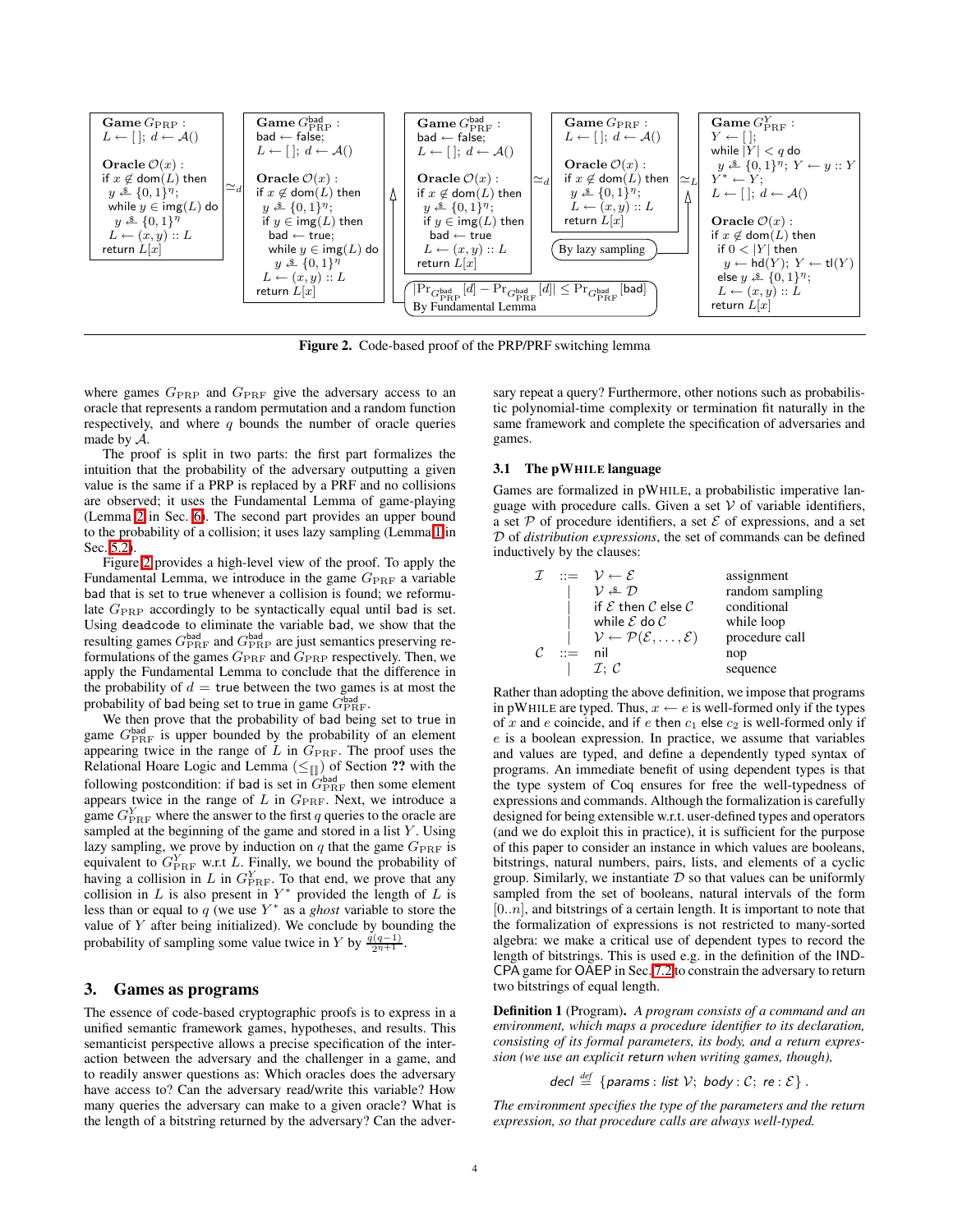```
Game G_PRP :
  L ← []; d ← A()

Oracle O(x) :
  if x ∉ dom(L) then
    y ←$ {0,1}^η;
    while y ∈ img(L) do
      y ←$ {0,1}^η
    L ← (x,y) :: L
  return L[x]
```

$\simeq_d$

```
Game G^bad_PRP :
  bad ← false;
  L ← []; d ← A()

Oracle O(x) :
  if x ∉ dom(L) then
    y ←$ {0,1}^η;
    if y ∈ img(L) then
      bad ← true;
      while y ∈ img(L) do
        y ←$ {0,1}^η
    L ← (x,y) :: L
  return L[x]
```

```
Game G^bad_PRF :
  bad ← false;
  L ← []; d ← A()

Oracle O(x) :
  if x ∉ dom(L) then
    y ←$ {0,1}^η;
    if y ∈ img(L) then
      bad ← true
    L ← (x,y) :: L
  return L[x]
```

$\simeq_d$

```
Game G_PRF :
  L ← []; d ← A()

Oracle O(x) :
  if x ∉ dom(L) then
    y ←$ {0,1}^η;
    L ← (x,y) :: L
  return L[x]
```

$\simeq_L$

```
Game G^Y_PRF :
  Y ← [];
  while |Y| < q do
    y ←$ {0,1}^η; Y ← y :: Y
  Y* ← Y;
  L ← []; d ← A()

Oracle O(x) :
  if x ∉ dom(L) then
    if 0 < |Y| then
      y ← hd(Y); Y ← tl(Y)
    else y ←$ {0,1}^η;
    L ← (x,y) :: L
  return L[x]
```

$|\Pr_{G^{\mathsf{bad}}_{\mathrm{PRP}}}[d] - \Pr_{G^{\mathsf{bad}}_{\mathrm{PRF}}}[d]| \leq \Pr_{G^{\mathsf{bad}}_{\mathrm{PRF}}}[\mathsf{bad}]$ — By Fundamental Lemma

By lazy sampling

**Figure 2.** Code-based proof of the PRP/PRF switching lemma

where games $G_{\mathrm{PRP}}$ and $G_{\mathrm{PRF}}$ give the adversary access to an oracle that represents a random permutation and a random function respectively, and where $q$ bounds the number of oracle queries made by $\mathcal{A}$.

The proof is split in two parts: the first part formalizes the intuition that the probability of the adversary outputting a given value is the same if a PRP is replaced by a PRF and no collisions are observed; it uses the Fundamental Lemma of game-playing (Lemma 2 in Sec. 6). The second part provides an upper bound to the probability of a collision; it uses lazy sampling (Lemma 1 in Sec. 5.2).

Figure 2 provides a high-level view of the proof. To apply the Fundamental Lemma, we introduce in the game $G_{\mathrm{PRF}}$ a variable bad that is set to true whenever a collision is found; we reformulate $G_{\mathrm{PRP}}$ accordingly to be syntactically equal until bad is set. Using deadcode to eliminate the variable bad, we show that the resulting games $G^{\mathsf{bad}}_{\mathrm{PRF}}$ and $G^{\mathsf{bad}}_{\mathrm{PRP}}$ are just semantics preserving reformulations of the games $G_{\mathrm{PRF}}$ and $G_{\mathrm{PRP}}$ respectively. Then, we apply the Fundamental Lemma to conclude that the difference in the probability of $d =$ true between the two games is at most the probability of bad being set to true in game $G^{\mathsf{bad}}_{\mathrm{PRF}}$.

We then prove that the probability of bad being set to true in game $G^{\mathsf{bad}}_{\mathrm{PRF}}$ is upper bounded by the probability of an element appearing twice in the range of $L$ in $G_{\mathrm{PRF}}$. The proof uses the Relational Hoare Logic and Lemma ($\le_{[]}$) of Section ?? with the following postcondition: if bad is set in $G^{\mathsf{bad}}_{\mathrm{PRF}}$ then some element appears twice in the range of $L$ in $G_{\mathrm{PRF}}$. Next, we introduce a game $G^{Y}_{\mathrm{PRF}}$ where the answer to the first $q$ queries to the oracle are sampled at the beginning of the game and stored in a list $Y$. Using lazy sampling, we prove by induction on $q$ that the game $G_{\mathrm{PRF}}$ is equivalent to $G^{Y}_{\mathrm{PRF}}$ w.r.t $L$. Finally, we bound the probability of having a collision in $L$ in $G^{Y}_{\mathrm{PRF}}$. To that end, we prove that any collision in $L$ is also present in $Y^*$ provided the length of $L$ is less than or equal to $q$ (we use $Y^*$ as a *ghost* variable to store the value of $Y$ after being initialized). We conclude by bounding the probability of sampling some value twice in $Y$ by $\frac{q(q-1)}{2^{\eta+1}}$.

## 3. Games as programs

The essence of code-based cryptographic proofs is to express in a unified semantic framework games, hypotheses, and results. This semanticist perspective allows a precise specification of the interaction between the adversary and the challenger in a game, and to readily answer questions as: Which oracles does the adversary have access to? Can the adversary read/write this variable? How many queries the adversary can make to a given oracle? What is the length of a bitstring returned by the adversary? Can the adversary repeat a query? Furthermore, other notions such as probabilistic polynomial-time complexity or termination fit naturally in the same framework and complete the specification of adversaries and games.

### 3.1 The pWHILE language

Games are formalized in pWHILE, a probabilistic imperative language with procedure calls. Given a set $\mathcal{V}$ of variable identifiers, a set $\mathcal{P}$ of procedure identifiers, a set $\mathcal{E}$ of expressions, and a set $\mathcal{D}$ of *distribution expressions*, the set of commands can be defined inductively by the clauses:

| | | | |
|---|---|---|---|
| $\mathcal{I}$ | $::=$ | $\mathcal{V} \leftarrow \mathcal{E}$ | assignment |
| | $\mid$ | $\mathcal{V} \overset{\$}{\leftarrow} \mathcal{D}$ | random sampling |
| | $\mid$ | if $\mathcal{E}$ then $\mathcal{C}$ else $\mathcal{C}$ | conditional |
| | $\mid$ | while $\mathcal{E}$ do $\mathcal{C}$ | while loop |
| | $\mid$ | $\mathcal{V} \leftarrow \mathcal{P}(\mathcal{E}, \dots, \mathcal{E})$ | procedure call |
| $\mathcal{C}$ | $::=$ | nil | nop |
| | $\mid$ | $\mathcal{I};\ \mathcal{C}$ | sequence |

Rather than adopting the above definition, we impose that programs in pWHILE are typed. Thus, $x \leftarrow e$ is well-formed only if the types of $x$ and $e$ coincide, and if $e$ then $c_1$ else $c_2$ is well-formed only if $e$ is a boolean expression. In practice, we assume that variables and values are typed, and define a dependently typed syntax of programs. An immediate benefit of using dependent types is that the type system of Coq ensures for free the well-typedness of expressions and commands. Although the formalization is carefully designed for being extensible w.r.t. user-defined types and operators (and we do exploit this in practice), it is sufficient for the purpose of this paper to consider an instance in which values are booleans, bitstrings, natural numbers, pairs, lists, and elements of a cyclic group. Similarly, we instantiate $\mathcal{D}$ so that values can be uniformly sampled from the set of booleans, natural intervals of the form $[0..n]$, and bitstrings of a certain length. It is important to note that the formalization of expressions is not restricted to many-sorted algebra: we make a critical use of dependent types to record the length of bitstrings. This is used e.g. in the definition of the IND-CPA game for OAEP in Sec. 7.2 to constrain the adversary to return two bitstrings of equal length.

**Definition 1** (Program). *A program consists of a command and an environment, which maps a procedure identifier to its declaration, consisting of its formal parameters, its body, and a return expression (we use an explicit return when writing games, though),*

$$decl \overset{def}{=} \{params : list\ \mathcal{V};\ body : \mathcal{C};\ re : \mathcal{E}\}.$$

*The environment specifies the type of the parameters and the return expression, so that procedure calls are always well-typed.*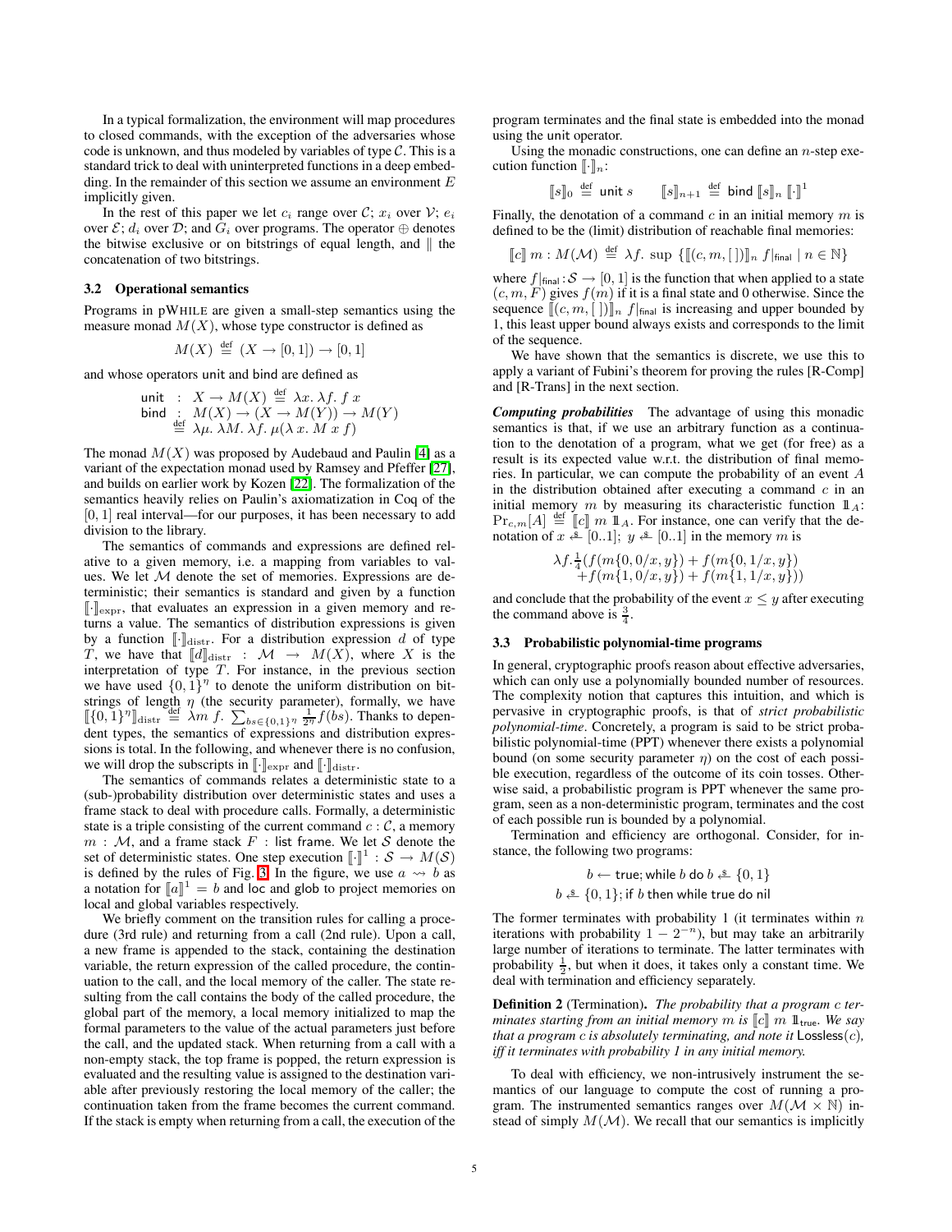In a typical formalization, the environment will map procedures to closed commands, with the exception of the adversaries whose code is unknown, and thus modeled by variables of type $\mathcal{C}$. This is a standard trick to deal with uninterpreted functions in a deep embedding. In the remainder of this section we assume an environment $E$ implicitly given.

In the rest of this paper we let $c_i$ range over $\mathcal{C}$; $x_i$ over $\mathcal{V}$; $e_i$ over $\mathcal{E}$; $d_i$ over $\mathcal{D}$; and $G_i$ over programs. The operator $\oplus$ denotes the bitwise exclusive or on bitstrings of equal length, and $\|$ the concatenation of two bitstrings.

### 3.2 Operational semantics

Programs in pWHILE are given a small-step semantics using the measure monad $M(X)$, whose type constructor is defined as

$$M(X) \stackrel{\text{def}}{=} (X \to [0,1]) \to [0,1]$$

and whose operators unit and bind are defined as

$$\begin{array}{lll} \mathsf{unit} & : & X \to M(X) \stackrel{\text{def}}{=} \lambda x.\ \lambda f.\ f\ x \\ \mathsf{bind} & : & M(X) \to (X \to M(Y)) \to M(Y) \\ & \stackrel{\text{def}}{=} & \lambda \mu.\ \lambda M.\ \lambda f.\ \mu(\lambda\, x.\ M\ x\ f) \end{array}$$

The monad $M(X)$ was proposed by Audebaud and Paulin [4] as a variant of the expectation monad used by Ramsey and Pfeffer [27], and builds on earlier work by Kozen [22]. The formalization of the semantics heavily relies on Paulin's axiomatization in Coq of the $[0,1]$ real interval—for our purposes, it has been necessary to add division to the library.

The semantics of commands and expressions are defined relative to a given memory, i.e. a mapping from variables to values. We let $\mathcal{M}$ denote the set of memories. Expressions are deterministic; their semantics is standard and given by a function $[\![\cdot]\!]_{\text{expr}}$, that evaluates an expression in a given memory and returns a value. The semantics of distribution expressions is given by a function $[\![\cdot]\!]_{\text{distr}}$. For a distribution expression $d$ of type $T$, we have that $[\![d]\!]_{\text{distr}} : \mathcal{M} \to M(X)$, where $X$ is the interpretation of type $T$. For instance, in the previous section we have used $\{0,1\}^\eta$ to denote the uniform distribution on bitstrings of length $\eta$ (the security parameter), formally, we have $[\![\{0,1\}^\eta]\!]_{\text{distr}} \stackrel{\text{def}}{=} \lambda m\ f.\ \sum_{bs \in \{0,1\}^\eta} \frac{1}{2^\eta} f(bs)$. Thanks to dependent types, the semantics of expressions and distribution expressions is total. In the following, and whenever there is no confusion, we will drop the subscripts in $[\![\cdot]\!]_{\text{expr}}$ and $[\![\cdot]\!]_{\text{distr}}$.

The semantics of commands relates a deterministic state to a (sub-)probability distribution over deterministic states and uses a frame stack to deal with procedure calls. Formally, a deterministic state is a triple consisting of the current command $c : \mathcal{C}$, a memory $m : \mathcal{M}$, and a frame stack $F$ : list frame. We let $\mathcal{S}$ denote the set of deterministic states. One step execution $[\![\cdot]\!]^1 : \mathcal{S} \to M(\mathcal{S})$ is defined by the rules of Fig. 3. In the figure, we use $a \rightsquigarrow b$ as a notation for $[\![a]\!]^1 = b$ and loc and glob to project memories on local and global variables respectively.

We briefly comment on the transition rules for calling a procedure (3rd rule) and returning from a call (2nd rule). Upon a call, a new frame is appended to the stack, containing the destination variable, the return expression of the called procedure, the continuation to the call, and the local memory of the caller. The state resulting from the call contains the body of the called procedure, the global part of the memory, a local memory initialized to map the formal parameters to the value of the actual parameters just before the call, and the updated stack. When returning from a call with a non-empty stack, the top frame is popped, the return expression is evaluated and the resulting value is assigned to the destination variable after previously restoring the local memory of the caller; the continuation taken from the frame becomes the current command. If the stack is empty when returning from a call, the execution of the program terminates and the final state is embedded into the monad using the unit operator.

Using the monadic constructions, one can define an $n$-step execution function $[\![\cdot]\!]_n$:

$$[\![s]\!]_0 \stackrel{\text{def}}{=} \mathsf{unit}\ s \qquad [\![s]\!]_{n+1} \stackrel{\text{def}}{=} \mathsf{bind}\ [\![s]\!]_n\ [\![\cdot]\!]^1$$

Finally, the denotation of a command $c$ in an initial memory $m$ is defined to be the (limit) distribution of reachable final memories:

$$[\![c]\!]\ m : M(\mathcal{M}) \stackrel{\text{def}}{=} \lambda f.\ \sup\ \{[\![(c, m, [\,])]\!]_n\ f|_{\mathsf{final}} \mid n \in \mathbb{N}\}$$

where $f|_{\mathsf{final}} : \mathcal{S} \to [0,1]$ is the function that when applied to a state $(c, m, F)$ gives $f(m)$ if it is a final state and 0 otherwise. Since the sequence $[\![(c, m, [\,])]\!]_n\ f|_{\mathsf{final}}$ is increasing and upper bounded by 1, this least upper bound always exists and corresponds to the limit of the sequence.

We have shown that the semantics is discrete, we use this to apply a variant of Fubini's theorem for proving the rules [R-Comp] and [R-Trans] in the next section.

***Computing probabilities*** The advantage of using this monadic semantics is that, if we use an arbitrary function as a continuation to the denotation of a program, what we get (for free) as a result is its expected value w.r.t. the distribution of final memories. In particular, we can compute the probability of an event $A$ in the distribution obtained after executing a command $c$ in an initial memory $m$ by measuring its characteristic function $\mathbb{1}_A$: $\Pr_{c,m}[A] \stackrel{\text{def}}{=} [\![c]\!]\ m\ \mathbb{1}_A$. For instance, one can verify that the denotation of $x \stackrel{\$}{\leftarrow} [0..1];\ y \stackrel{\$}{\leftarrow} [0..1]$ in the memory $m$ is

$$\begin{array}{l} \lambda f. \frac{1}{4}(f(m\{0,0/x,y\}) + f(m\{0,1/x,y\}) \\ \quad + f(m\{1,0/x,y\}) + f(m\{1,1/x,y\})) \end{array}$$

and conclude that the probability of the event $x \leq y$ after executing the command above is $\frac{3}{4}$.

### 3.3 Probabilistic polynomial-time programs

In general, cryptographic proofs reason about effective adversaries, which can only use a polynomially bounded number of resources. The complexity notion that captures this intuition, and which is pervasive in cryptographic proofs, is that of *strict probabilistic polynomial-time*. Concretely, a program is said to be strict probabilistic polynomial-time (PPT) whenever there exists a polynomial bound (on some security parameter $\eta$) on the cost of each possible execution, regardless of the outcome of its coin tosses. Otherwise said, a probabilistic program is PPT whenever the same program, seen as a non-deterministic program, terminates and the cost of each possible run is bounded by a polynomial.

Termination and efficiency are orthogonal. Consider, for instance, the following two programs:

$$\begin{array}{c} b \leftarrow \mathsf{true};\ \mathsf{while}\ b\ \mathsf{do}\ b \stackrel{\$}{\leftarrow} \{0,1\} \\ b \stackrel{\$}{\leftarrow} \{0,1\};\ \mathsf{if}\ b\ \mathsf{then}\ \mathsf{while}\ \mathsf{true}\ \mathsf{do}\ \mathsf{nil} \end{array}$$

The former terminates with probability 1 (it terminates within $n$ iterations with probability $1 - 2^{-n}$), but may take an arbitrarily large number of iterations to terminate. The latter terminates with probability $\frac{1}{2}$, but when it does, it takes only a constant time. We deal with termination and efficiency separately.

**Definition 2** (Termination)**.** *The probability that a program $c$ terminates starting from an initial memory $m$ is $[\![c]\!]\ m\ \mathbb{1}_{\mathsf{true}}$. We say that a program $c$ is absolutely terminating, and note it* $\mathsf{Lossless}(c)$*, iff it terminates with probability 1 in any initial memory.*

To deal with efficiency, we non-intrusively instrument the semantics of our language to compute the cost of running a program. The instrumented semantics ranges over $M(\mathcal{M} \times \mathbb{N})$ instead of simply $M(\mathcal{M})$. We recall that our semantics is implicitly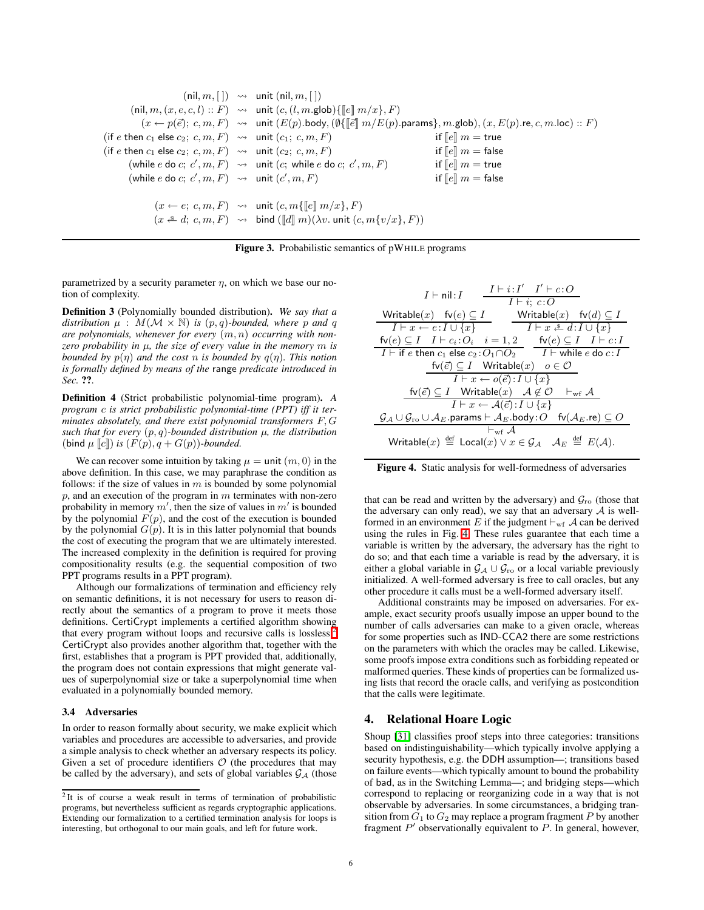$$
\begin{array}{rcll}
(\mathsf{nil}, m, [\,]) & \rightsquigarrow & \mathsf{unit}\ (\mathsf{nil}, m, [\,]) & \\
(\mathsf{nil}, m, (x, e, c, l) :: F) & \rightsquigarrow & \mathsf{unit}\ (c, (l, m.\mathsf{glob})\{[\![e]\!]\ m/x\}, F) & \\
(x \leftarrow p(\vec{e});\ c, m, F) & \rightsquigarrow & \mathsf{unit}\ (E(p).\mathsf{body}, (\emptyset\{[\![\vec{e}]\!]\ m/E(p).\mathsf{params}\}, m.\mathsf{glob}), (x, E(p).\mathsf{re}, c, m.\mathsf{loc}) :: F) & \\
(\mathsf{if}\ e\ \mathsf{then}\ c_1\ \mathsf{else}\ c_2;\ c, m, F) & \rightsquigarrow & \mathsf{unit}\ (c_1;\ c, m, F) & \text{if } [\![e]\!]\ m = \mathsf{true} \\
(\mathsf{if}\ e\ \mathsf{then}\ c_1\ \mathsf{else}\ c_2;\ c, m, F) & \rightsquigarrow & \mathsf{unit}\ (c_2;\ c, m, F) & \text{if } [\![e]\!]\ m = \mathsf{false} \\
(\mathsf{while}\ e\ \mathsf{do}\ c;\ c', m, F) & \rightsquigarrow & \mathsf{unit}\ (c;\ \mathsf{while}\ e\ \mathsf{do}\ c;\ c', m, F) & \text{if } [\![e]\!]\ m = \mathsf{true} \\
(\mathsf{while}\ e\ \mathsf{do}\ c;\ c', m, F) & \rightsquigarrow & \mathsf{unit}\ (c', m, F) & \text{if } [\![e]\!]\ m = \mathsf{false} \\
\\
(x \leftarrow e;\ c, m, F) & \rightsquigarrow & \mathsf{unit}\ (c, m\{[\![e]\!]\ m/x\}, F) & \\
(x \xleftarrow{\$} d;\ c, m, F) & \rightsquigarrow & \mathsf{bind}\ ([\![d]\!]\ m)(\lambda v.\ \mathsf{unit}\ (c, m\{v/x\}, F)) &
\end{array}
$$

**Figure 3.** Probabilistic semantics of pWHILE programs

parametrized by a security parameter $\eta$, on which we base our notion of complexity.

**Definition 3** (Polynomially bounded distribution)**.** *We say that a distribution $\mu : M(\mathcal{M} \times \mathbb{N})$ is $(p, q)$-bounded, where $p$ and $q$ are polynomials, whenever for every $(m, n)$ occurring with non-zero probability in $\mu$, the size of every value in the memory $m$ is bounded by $p(\eta)$ and the cost $n$ is bounded by $q(\eta)$. This notion is formally defined by means of the* range *predicate introduced in Sec.* **??**.

**Definition 4** (Strict probabilistic polynomial-time program)**.** *A program $c$ is strict probabilistic polynomial-time (PPT) iff it terminates absolutely, and there exist polynomial transformers $F, G$ such that for every $(p, q)$-bounded distribution $\mu$, the distribution $(\mathsf{bind}\ \mu\ [\![c]\!])$ is $(F(p), q + G(p))$-bounded.*

We can recover some intuition by taking $\mu = \mathsf{unit}\ (m, 0)$ in the above definition. In this case, we may paraphrase the condition as follows: if the size of values in $m$ is bounded by some polynomial $p$, and an execution of the program in $m$ terminates with non-zero probability in memory $m'$, then the size of values in $m'$ is bounded by the polynomial $F(p)$, and the cost of the execution is bounded by the polynomial $G(p)$. It is in this latter polynomial that bounds the cost of executing the program that we are ultimately interested. The increased complexity in the definition is required for proving compositionality results (e.g. the sequential composition of two PPT programs results in a PPT program).

Although our formalizations of termination and efficiency rely on semantic definitions, it is not necessary for users to reason directly about the semantics of a program to prove it meets those definitions. CertiCrypt implements a certified algorithm showing that every program without loops and recursive calls is lossless.[2] CertiCrypt also provides another algorithm that, together with the first, establishes that a program is PPT provided that, additionally, the program does not contain expressions that might generate values of superpolynomial size or take a superpolynomial time when evaluated in a polynomially bounded memory.

### 3.4 Adversaries

In order to reason formally about security, we make explicit which variables and procedures are accessible to adversaries, and provide a simple analysis to check whether an adversary respects its policy. Given a set of procedure identifiers $\mathcal{O}$ (the procedures that may be called by the adversary), and sets of global variables $\mathcal{G}_\mathcal{A}$ (those

[2] It is of course a weak result in terms of termination of probabilistic programs, but nevertheless sufficient as regards cryptographic applications. Extending our formalization to a certified termination analysis for loops is interesting, but orthogonal to our main goals, and left for future work.

$$
I \vdash \mathsf{nil} : I \qquad \frac{I \vdash i : I' \quad I' \vdash c : O}{I \vdash i;\ c : O}
$$

$$
\frac{\mathsf{Writable}(x) \quad \mathsf{fv}(e) \subseteq I}{I \vdash x \leftarrow e : I \cup \{x\}} \qquad \frac{\mathsf{Writable}(x) \quad \mathsf{fv}(d) \subseteq I}{I \vdash x \xleftarrow{\$} d : I \cup \{x\}}
$$

$$
\frac{\mathsf{fv}(e) \subseteq I \quad I \vdash c_i : O_i \quad i = 1, 2}{I \vdash \mathsf{if}\ e\ \mathsf{then}\ c_1\ \mathsf{else}\ c_2 : O_1 \cap O_2} \qquad \frac{\mathsf{fv}(e) \subseteq I \quad I \vdash c : I}{I \vdash \mathsf{while}\ e\ \mathsf{do}\ c : I}
$$

$$
\frac{\mathsf{fv}(\vec{e}) \subseteq I \quad \mathsf{Writable}(x) \quad o \in \mathcal{O}}{I \vdash x \leftarrow o(\vec{e}) : I \cup \{x\}}
$$

$$
\frac{\mathsf{fv}(\vec{e}) \subseteq I \quad \mathsf{Writable}(x) \quad \mathcal{A} \notin \mathcal{O} \quad \vdash_{\mathrm{wf}} \mathcal{A}}{I \vdash x \leftarrow \mathcal{A}(\vec{e}) : I \cup \{x\}}
$$

$$
\frac{\mathcal{G}_\mathcal{A} \cup \mathcal{G}_{\mathrm{ro}} \cup \mathcal{A}_E.\mathsf{params} \vdash \mathcal{A}_E.\mathsf{body} : O \quad \mathsf{fv}(\mathcal{A}_E.\mathsf{re}) \subseteq O}{\vdash_{\mathrm{wf}} \mathcal{A}}
$$

$$
\mathsf{Writable}(x) \stackrel{\mathrm{def}}{=} \mathsf{Local}(x) \vee x \in \mathcal{G}_\mathcal{A} \quad \mathcal{A}_E \stackrel{\mathrm{def}}{=} E(\mathcal{A}).
$$

**Figure 4.** Static analysis for well-formedness of adversaries

that can be read and written by the adversary) and $\mathcal{G}_{\mathrm{ro}}$ (those that the adversary can only read), we say that an adversary $\mathcal{A}$ is well-formed in an environment $E$ if the judgment $\vdash_{\mathrm{wf}} \mathcal{A}$ can be derived using the rules in Fig. 4. These rules guarantee that each time a variable is written by the adversary, the adversary has the right to do so; and that each time a variable is read by the adversary, it is either a global variable in $\mathcal{G}_\mathcal{A} \cup \mathcal{G}_{\mathrm{ro}}$ or a local variable previously initialized. A well-formed adversary is free to call oracles, but any other procedure it calls must be a well-formed adversary itself.

Additional constraints may be imposed on adversaries. For example, exact security proofs usually impose an upper bound to the number of calls adversaries can make to a given oracle, whereas for some properties such as IND-CCA2 there are some restrictions on the parameters with which the oracles may be called. Likewise, some proofs impose extra conditions such as forbidding repeated or malformed queries. These kinds of properties can be formalized using lists that record the oracle calls, and verifying as postcondition that the calls were legitimate.

## 4. Relational Hoare Logic

Shoup [31] classifies proof steps into three categories: transitions based on indistinguishability—which typically involve applying a security hypothesis, e.g. the DDH assumption—; transitions based on failure events—which typically amount to bound the probability of bad, as in the Switching Lemma—; and bridging steps—which correspond to replacing or reorganizing code in a way that is not observable by adversaries. In some circumstances, a bridging transition from $G_1$ to $G_2$ may replace a program fragment $P$ by another fragment $P'$ observationally equivalent to $P$. In general, however,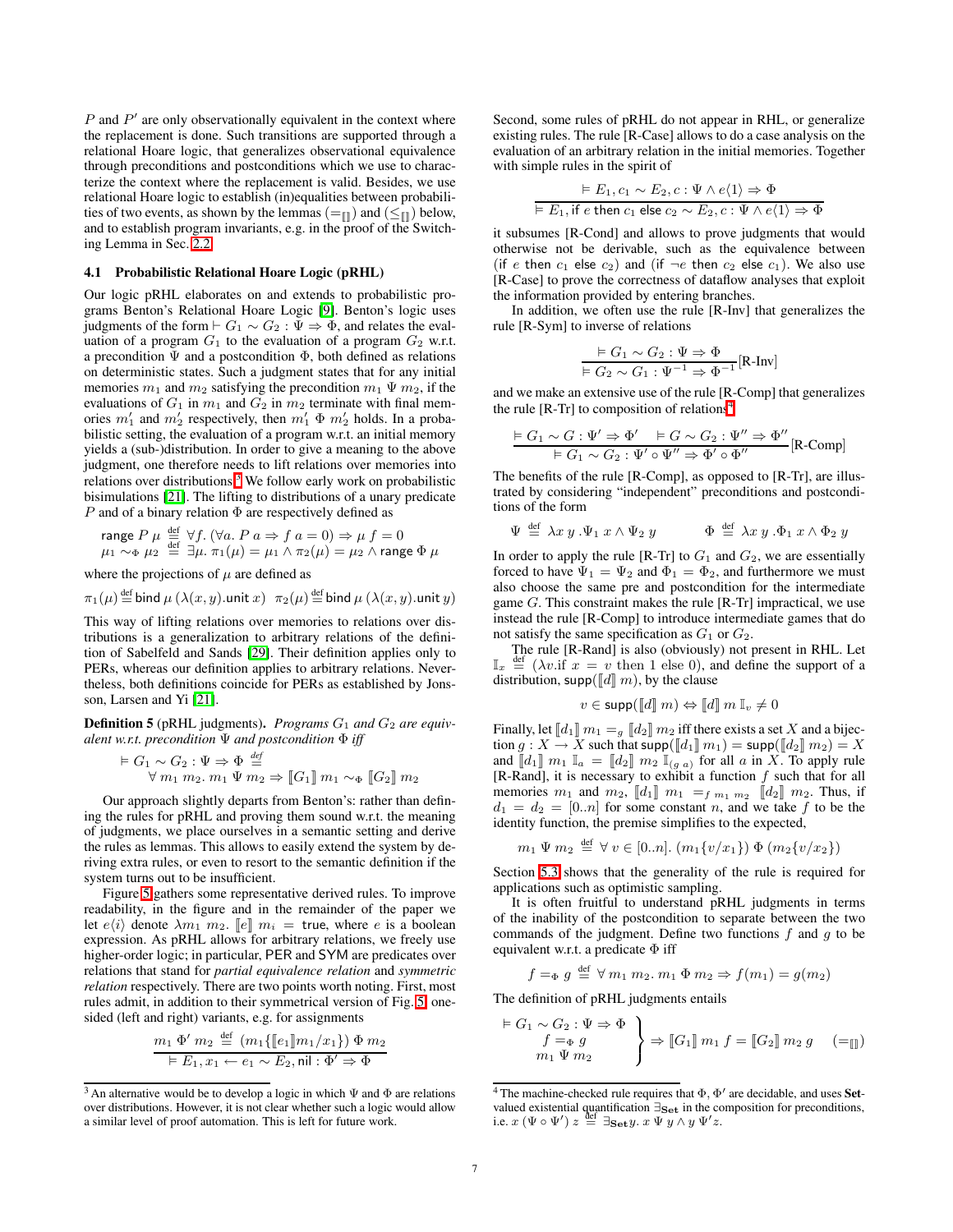$P$ and $P'$ are only observationally equivalent in the context where the replacement is done. Such transitions are supported through a relational Hoare logic, that generalizes observational equivalence through preconditions and postconditions which we use to characterize the context where the replacement is valid. Besides, we use relational Hoare logic to establish (in)equalities between probabilities of two events, as shown by the lemmas ($=_{[\![]\!]}$) and ($\leq_{[\![]\!]}$) below, and to establish program invariants, e.g. in the proof of the Switching Lemma in Sec. 2.2.

### 4.1 Probabilistic Relational Hoare Logic (pRHL)

Our logic pRHL elaborates on and extends to probabilistic programs Benton's Relational Hoare Logic [9]. Benton's logic uses judgments of the form $\vdash G_1 \sim G_2 : \Psi \Rightarrow \Phi$, and relates the evaluation of a program $G_1$ to the evaluation of a program $G_2$ w.r.t. a precondition $\Psi$ and a postcondition $\Phi$, both defined as relations on deterministic states. Such a judgment states that for any initial memories $m_1$ and $m_2$ satisfying the precondition $m_1\ \Psi\ m_2$, if the evaluations of $G_1$ in $m_1$ and $G_2$ in $m_2$ terminate with final memories $m_1'$ and $m_2'$ respectively, then $m_1'\ \Phi\ m_2'$ holds. In a probabilistic setting, the evaluation of a program w.r.t. an initial memory yields a (sub-)distribution. In order to give a meaning to the above judgment, one therefore needs to lift relations over memories into relations over distributions.[3] We follow early work on probabilistic bisimulations [21]. The lifting to distributions of a unary predicate $P$ and of a binary relation $\Phi$ are respectively defined as

$$\begin{aligned}\mathsf{range}\ P\ \mu &\stackrel{\text{def}}{=} \forall f.\ (\forall a.\ P\ a \Rightarrow f\ a = 0) \Rightarrow \mu\ f = 0\\ \mu_1 \sim_\Phi \mu_2 &\stackrel{\text{def}}{=} \exists \mu.\ \pi_1(\mu) = \mu_1 \wedge \pi_2(\mu) = \mu_2 \wedge \mathsf{range}\ \Phi\ \mu\end{aligned}$$

where the projections of $\mu$ are defined as

$$\pi_1(\mu) \stackrel{\text{def}}{=} \mathsf{bind}\ \mu\ (\lambda(x,y).\mathsf{unit}\ x) \quad \pi_2(\mu) \stackrel{\text{def}}{=} \mathsf{bind}\ \mu\ (\lambda(x,y).\mathsf{unit}\ y)$$

This way of lifting relations over memories to relations over distributions is a generalization to arbitrary relations of the definition of Sabelfeld and Sands [29]. Their definition applies only to PERs, whereas our definition applies to arbitrary relations. Nevertheless, both definitions coincide for PERs as established by Jonsson, Larsen and Yi [21].

**Definition 5** (pRHL judgments)**.** *Programs $G_1$ and $G_2$ are equivalent w.r.t. precondition $\Psi$ and postcondition $\Phi$ iff*

$$\begin{aligned}&\vDash G_1 \sim G_2 : \Psi \Rightarrow \Phi \stackrel{\text{def}}{=}\\ &\qquad \forall\, m_1\ m_2.\ m_1\ \Psi\ m_2 \Rightarrow [\![G_1]\!]\ m_1 \sim_\Phi [\![G_2]\!]\ m_2\end{aligned}$$

Our approach slightly departs from Benton's: rather than defining the rules for pRHL and proving them sound w.r.t. the meaning of judgments, we place ourselves in a semantic setting and derive the rules as lemmas. This allows to easily extend the system by deriving extra rules, or even to resort to the semantic definition if the system turns out to be insufficient.

Figure 5 gathers some representative derived rules. To improve readability, in the figure and in the remainder of the paper we let $e\langle i\rangle$ denote $\lambda m_1\ m_2.\ [\![e]\!]\ m_i = \mathsf{true}$, where $e$ is a boolean expression. As pRHL allows for arbitrary relations, we freely use higher-order logic; in particular, $\mathsf{PER}$ and $\mathsf{SYM}$ are predicates over relations that stand for *partial equivalence relation* and *symmetric relation* respectively. There are two points worth noting. First, most rules admit, in addition to their symmetrical version of Fig. 5, one-sided (left and right) variants, e.g. for assignments

$$\frac{m_1\ \Phi'\ m_2 \stackrel{\text{def}}{=} (m_1\{[\![e_1]\!]m_1/x_1\})\ \Phi\ m_2}{\vDash E_1, x_1 \leftarrow e_1 \sim E_2, \mathsf{nil} : \Phi' \Rightarrow \Phi}$$

Second, some rules of pRHL do not appear in RHL, or generalize existing rules. The rule [R-Case] allows to do a case analysis on the evaluation of an arbitrary relation in the initial memories. Together with simple rules in the spirit of

$$\frac{\vDash E_1, c_1 \sim E_2, c : \Psi \wedge e\langle 1\rangle \Rightarrow \Phi}{\vDash E_1, \mathsf{if}\ e\ \mathsf{then}\ c_1\ \mathsf{else}\ c_2 \sim E_2, c : \Psi \wedge e\langle 1\rangle \Rightarrow \Phi}$$

it subsumes [R-Cond] and allows to prove judgments that would otherwise not be derivable, such as the equivalence between (if $e$ then $c_1$ else $c_2$) and (if $\neg e$ then $c_2$ else $c_1$). We also use [R-Case] to prove the correctness of dataflow analyses that exploit the information provided by entering branches.

In addition, we often use the rule [R-Inv] that generalizes the rule [R-Sym] to inverse of relations

$$\frac{\vDash G_1 \sim G_2 : \Psi \Rightarrow \Phi}{\vDash G_2 \sim G_1 : \Psi^{-1} \Rightarrow \Phi^{-1}}\text{[R-Inv]}$$

and we make an extensive use of the rule [R-Comp] that generalizes the rule [R-Tr] to composition of relations[4]

$$\frac{\vDash G_1 \sim G : \Psi' \Rightarrow \Phi' \quad \vDash G \sim G_2 : \Psi'' \Rightarrow \Phi''}{\vDash G_1 \sim G_2 : \Psi' \circ \Psi'' \Rightarrow \Phi' \circ \Phi''}\text{[R-Comp]}$$

The benefits of the rule [R-Comp], as opposed to [R-Tr], are illustrated by considering "independent" preconditions and postconditions of the form

$$\Psi \stackrel{\text{def}}{=} \lambda x\ y\ .\Psi_1\ x \wedge \Psi_2\ y \qquad\qquad \Phi \stackrel{\text{def}}{=} \lambda x\ y\ .\Phi_1\ x \wedge \Phi_2\ y$$

In order to apply the rule [R-Tr] to $G_1$ and $G_2$, we are essentially forced to have $\Psi_1 = \Psi_2$ and $\Phi_1 = \Phi_2$, and furthermore we must also choose the same pre and postcondition for the intermediate game $G$. This constraint makes the rule [R-Tr] impractical, we use instead the rule [R-Comp] to introduce intermediate games that do not satisfy the same specification as $G_1$ or $G_2$.

The rule [R-Rand] is also (obviously) not present in RHL. Let $\mathbb{I}_x \stackrel{\text{def}}{=} (\lambda v.\text{if } x = v \text{ then } 1 \text{ else } 0)$, and define the support of a distribution, $\mathsf{supp}([\![d]\!]\ m)$, by the clause

$$v \in \mathsf{supp}([\![d]\!]\ m) \Leftrightarrow [\![d]\!]\ m\ \mathbb{I}_v \neq 0$$

Finally, let $[\![d_1]\!]\ m_1 =_g [\![d_2]\!]\ m_2$ iff there exists a set $X$ and a bijection $g : X \to X$ such that $\mathsf{supp}([\![d_1]\!]\ m_1) = \mathsf{supp}([\![d_2]\!]\ m_2) = X$ and $[\![d_1]\!]\ m_1\ \mathbb{I}_a = [\![d_2]\!]\ m_2\ \mathbb{I}_{(g\ a)}$ for all $a$ in $X$. To apply rule [R-Rand], it is necessary to exhibit a function $f$ such that for all memories $m_1$ and $m_2$, $[\![d_1]\!]\ m_1 =_{f\ m_1\ m_2} [\![d_2]\!]\ m_2$. Thus, if $d_1 = d_2 = [0..n]$ for some constant $n$, and we take $f$ to be the identity function, the premise simplifies to the expected,

$$m_1\ \Psi\ m_2 \stackrel{\text{def}}{=} \forall\, v \in [0..n].\ (m_1\{v/x_1\})\ \Phi\ (m_2\{v/x_2\})$$

Section 5.3 shows that the generality of the rule is required for applications such as optimistic sampling.

It is often fruitful to understand pRHL judgments in terms of the inability of the postcondition to separate between the two commands of the judgment. Define two functions $f$ and $g$ to be equivalent w.r.t. a predicate $\Phi$ iff

$$f =_\Phi g \stackrel{\text{def}}{=} \forall\, m_1\ m_2.\ m_1\ \Phi\ m_2 \Rightarrow f(m_1) = g(m_2)$$

The definition of pRHL judgments entails

$$\left.\begin{array}{c}\vDash G_1 \sim G_2 : \Psi \Rightarrow \Phi\\ f =_\Phi g\\ m_1\ \Psi\ m_2\end{array}\right\} \Rightarrow [\![G_1]\!]\ m_1\ f = [\![G_2]\!]\ m_2\ g \qquad (=_{[\![]\!]})$$

---

[3] An alternative would be to develop a logic in which $\Psi$ and $\Phi$ are relations over distributions. However, it is not clear whether such a logic would allow a similar level of proof automation. This is left for future work.

[4] The machine-checked rule requires that $\Phi$, $\Phi'$ are decidable, and uses **Set**-valued existential quantification $\exists_{\mathbf{Set}}$ in the composition for preconditions, i.e. $x\ (\Psi \circ \Psi')\ z \stackrel{\text{def}}{=} \exists_{\mathbf{Set}} y.\ x\ \Psi\ y \wedge y\ \Psi' z$.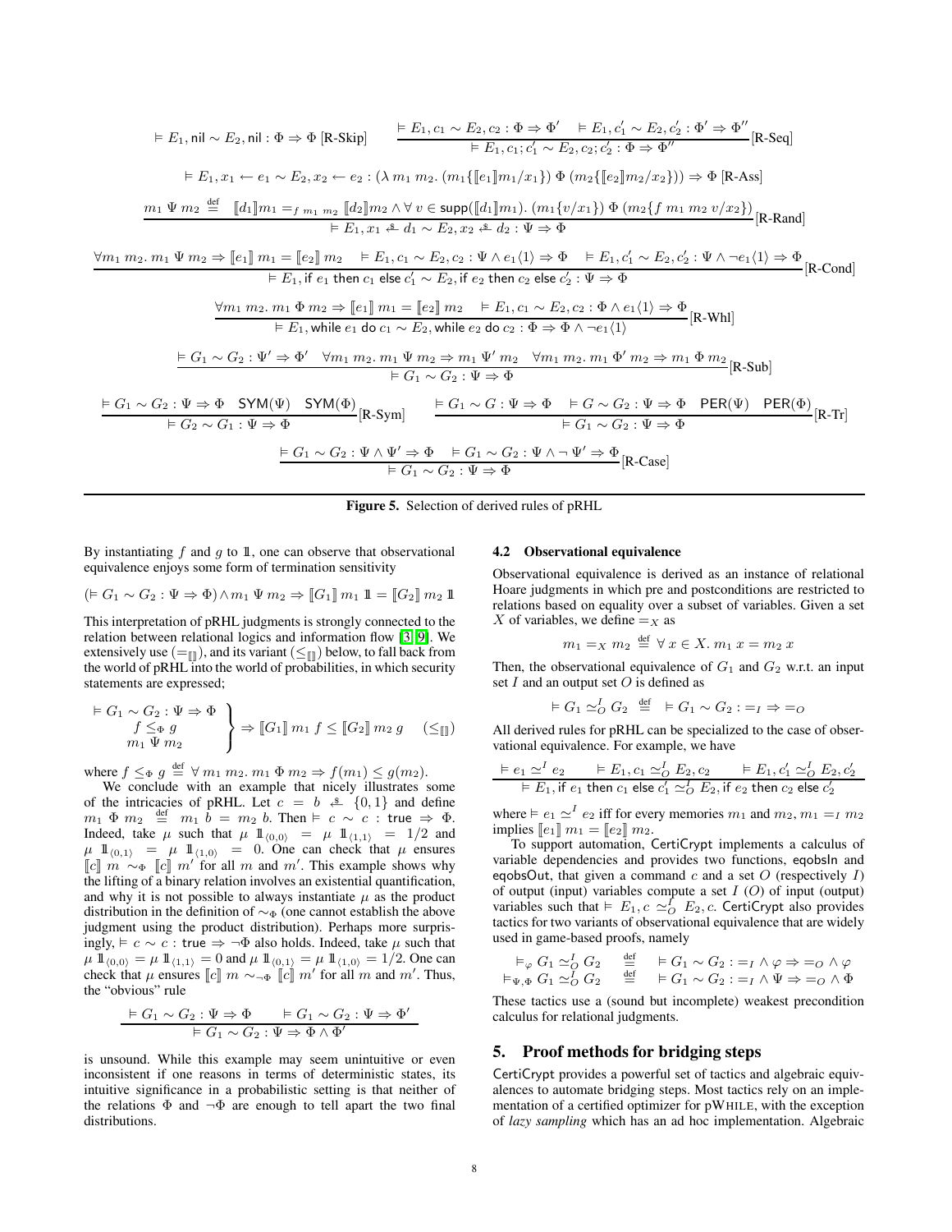$$\models E_1, \mathsf{nil} \sim E_2, \mathsf{nil} : \Phi \Rightarrow \Phi \text{ [R-Skip]} \qquad \frac{\models E_1, c_1 \sim E_2, c_2 : \Phi \Rightarrow \Phi' \quad \models E_1, c_1' \sim E_2, c_2' : \Phi' \Rightarrow \Phi''}{\models E_1, c_1; c_1' \sim E_2, c_2; c_2' : \Phi \Rightarrow \Phi''}\text{[R-Seq]}$$

$$\models E_1, x_1 \leftarrow e_1 \sim E_2, x_2 \leftarrow e_2 : (\lambda\, m_1\, m_2.\, (m_1\{[\![e_1]\!] m_1/x_1\})\ \Phi\ (m_2\{[\![e_2]\!] m_2/x_2\})) \Rightarrow \Phi \text{ [R-Ass]}$$

$$\frac{m_1\ \Psi\ m_2 \ \stackrel{\text{def}}{=}\ [\![d_1]\!] m_1 =_{f\ m_1\ m_2} [\![d_2]\!] m_2 \wedge \forall\, v \in \mathsf{supp}([\![d_1]\!] m_1).\ (m_1\{v/x_1\})\ \Phi\ (m_2\{f\ m_1\ m_2\ v/x_2\})}{\models E_1, x_1 \xleftarrow{\$} d_1 \sim E_2, x_2 \xleftarrow{\$} d_2 : \Psi \Rightarrow \Phi}\text{[R-Rand]}$$

$$\frac{\forall m_1\, m_2.\ m_1\ \Psi\ m_2 \Rightarrow [\![e_1]\!]\ m_1 = [\![e_2]\!]\ m_2 \quad \models E_1, c_1 \sim E_2, c_2 : \Psi \wedge e_1\langle 1\rangle \Rightarrow \Phi \quad \models E_1, c_1' \sim E_2, c_2' : \Psi \wedge \neg e_1\langle 1\rangle \Rightarrow \Phi}{\models E_1, \mathsf{if}\ e_1\ \mathsf{then}\ c_1\ \mathsf{else}\ c_1' \sim E_2, \mathsf{if}\ e_2\ \mathsf{then}\ c_2\ \mathsf{else}\ c_2' : \Psi \Rightarrow \Phi}\text{[R-Cond]}$$

$$\frac{\forall m_1\, m_2.\ m_1\ \Phi\ m_2 \Rightarrow [\![e_1]\!]\ m_1 = [\![e_2]\!]\ m_2 \quad \models E_1, c_1 \sim E_2, c_2 : \Phi \wedge e_1\langle 1\rangle \Rightarrow \Phi}{\models E_1, \mathsf{while}\ e_1\ \mathsf{do}\ c_1 \sim E_2, \mathsf{while}\ e_2\ \mathsf{do}\ c_2 : \Phi \Rightarrow \Phi \wedge \neg e_1\langle 1\rangle}\text{[R-Whl]}$$

$$\frac{\models G_1 \sim G_2 : \Psi' \Rightarrow \Phi' \quad \forall m_1\, m_2.\ m_1\ \Psi\ m_2 \Rightarrow m_1\ \Psi'\ m_2 \quad \forall m_1\, m_2.\ m_1\ \Phi'\ m_2 \Rightarrow m_1\ \Phi\ m_2}{\models G_1 \sim G_2 : \Psi \Rightarrow \Phi}\text{[R-Sub]}$$

$$\frac{\models G_1 \sim G_2 : \Psi \Rightarrow \Phi \quad \mathsf{SYM}(\Psi) \quad \mathsf{SYM}(\Phi)}{\models G_2 \sim G_1 : \Psi \Rightarrow \Phi}\text{[R-Sym]} \qquad \frac{\models G_1 \sim G : \Psi \Rightarrow \Phi \quad \models G \sim G_2 : \Psi \Rightarrow \Phi \quad \mathsf{PER}(\Psi) \quad \mathsf{PER}(\Phi)}{\models G_1 \sim G_2 : \Psi \Rightarrow \Phi}\text{[R-Tr]}$$

$$\frac{\models G_1 \sim G_2 : \Psi \wedge \Psi' \Rightarrow \Phi \quad \models G_1 \sim G_2 : \Psi \wedge \neg\, \Psi' \Rightarrow \Phi}{\models G_1 \sim G_2 : \Psi \Rightarrow \Phi}\text{[R-Case]}$$

**Figure 5.** Selection of derived rules of pRHL

By instantiating $f$ and $g$ to $\mathbb{1}$, one can observe that observational equivalence enjoys some form of termination sensitivity

$$(\models G_1 \sim G_2 : \Psi \Rightarrow \Phi) \wedge m_1\ \Psi\ m_2 \Rightarrow [\![G_1]\!]\ m_1\ \mathbb{1} = [\![G_2]\!]\ m_2\ \mathbb{1}$$

This interpretation of pRHL judgments is strongly connected to the relation between relational logics and information flow [3, 9]. We extensively use ($=_{[\![]\!]}$), and its variant ($\leq_{[\![]\!]}$) below, to fall back from the world of pRHL into the world of probabilities, in which security statements are expressed;

$$\left.\begin{array}{c} \models G_1 \sim G_2 : \Psi \Rightarrow \Phi \\ f \leq_\Phi g \\ m_1\ \Psi\ m_2 \end{array}\right\} \Rightarrow [\![G_1]\!]\ m_1\ f \leq [\![G_2]\!]\ m_2\ g \quad (\leq_{[\![]\!]})$$

where $f \leq_\Phi g \stackrel{\text{def}}{=} \forall\, m_1\, m_2.\ m_1\ \Phi\ m_2 \Rightarrow f(m_1) \leq g(m_2)$.

We conclude with an example that nicely illustrates some of the intricacies of pRHL. Let $c = b \xleftarrow{\$} \{0,1\}$ and define $m_1\ \Phi\ m_2 \ \stackrel{\text{def}}{=}\ m_1\ b = m_2\ b$. Then $\models c \sim c : \mathsf{true} \Rightarrow \Phi$. Indeed, take $\mu$ such that $\mu\ \mathbb{1}_{\langle 0,0\rangle} = \mu\ \mathbb{1}_{\langle 1,1\rangle} = 1/2$ and $\mu\ \mathbb{1}_{\langle 0,1\rangle} = \mu\ \mathbb{1}_{\langle 1,0\rangle} = 0$. One can check that $\mu$ ensures $[\![c]\!]\ m \sim_\Phi [\![c]\!]\ m'$ for all $m$ and $m'$. This example shows why the lifting of a binary relation involves an existential quantification, and why it is not possible to always instantiate $\mu$ as the product distribution in the definition of $\sim_\Phi$ (one cannot establish the above judgment using the product distribution). Perhaps more surprisingly, $\models c \sim c : \mathsf{true} \Rightarrow \neg\Phi$ also holds. Indeed, take $\mu$ such that $\mu\ \mathbb{1}_{\langle 0,0\rangle} = \mu\ \mathbb{1}_{\langle 1,1\rangle} = 0$ and $\mu\ \mathbb{1}_{\langle 0,1\rangle} = \mu\ \mathbb{1}_{\langle 1,0\rangle} = 1/2$. One can check that $\mu$ ensures $[\![c]\!]\ m \sim_{\neg\Phi} [\![c]\!]\ m'$ for all $m$ and $m'$. Thus, the "obvious" rule

$$\frac{\models G_1 \sim G_2 : \Psi \Rightarrow \Phi \qquad \models G_1 \sim G_2 : \Psi \Rightarrow \Phi'}{\models G_1 \sim G_2 : \Psi \Rightarrow \Phi \wedge \Phi'}$$

is unsound. While this example may seem unintuitive or even inconsistent if one reasons in terms of deterministic states, its intuitive significance in a probabilistic setting is that neither of the relations $\Phi$ and $\neg\Phi$ are enough to tell apart the two final distributions.

### 4.2 Observational equivalence

Observational equivalence is derived as an instance of relational Hoare judgments in which pre and postconditions are restricted to relations based on equality over a subset of variables. Given a set $X$ of variables, we define $=_X$ as

$$m_1 =_X m_2 \ \stackrel{\text{def}}{=}\ \forall\, x \in X.\ m_1\ x = m_2\ x$$

Then, the observational equivalence of $G_1$ and $G_2$ w.r.t. an input set $I$ and an output set $O$ is defined as

$$\models G_1 \simeq^I_O G_2 \ \stackrel{\text{def}}{=}\ \models G_1 \sim G_2 : =_I \Rightarrow =_O$$

All derived rules for pRHL can be specialized to the case of observational equivalence. For example, we have

$$\frac{\models e_1 \simeq^I e_2 \qquad \models E_1, c_1 \simeq^I_O E_2, c_2 \qquad \models E_1, c_1' \simeq^I_O E_2, c_2'}{\models E_1, \mathsf{if}\ e_1\ \mathsf{then}\ c_1\ \mathsf{else}\ c_1' \simeq^I_O E_2, \mathsf{if}\ e_2\ \mathsf{then}\ c_2\ \mathsf{else}\ c_2'}$$

where $\models e_1 \simeq^I e_2$ iff for every memories $m_1$ and $m_2$, $m_1 =_I m_2$ implies $[\![e_1]\!]\ m_1 = [\![e_2]\!]\ m_2$.

To support automation, CertiCrypt implements a calculus of variable dependencies and provides two functions, eqobsIn and eqobsOut, that given a command $c$ and a set $O$ (respectively $I$) of output (input) variables compute a set $I$ ($O$) of input (output) variables such that $\models E_1, c \simeq^I_O E_2, c$. CertiCrypt also provides tactics for two variants of observational equivalence that are widely used in game-based proofs, namely

$$\begin{array}{rcl} \models_\varphi G_1 \simeq^I_O G_2 & \stackrel{\text{def}}{=} & \models G_1 \sim G_2 : =_I \wedge\, \varphi \Rightarrow =_O \wedge\, \varphi \\ \models_{\Psi,\Phi} G_1 \simeq^I_O G_2 & \stackrel{\text{def}}{=} & \models G_1 \sim G_2 : =_I \wedge\, \Psi \Rightarrow =_O \wedge\, \Phi \end{array}$$

These tactics use a (sound but incomplete) weakest precondition calculus for relational judgments.

## 5. Proof methods for bridging steps

CertiCrypt provides a powerful set of tactics and algebraic equivalences to automate bridging steps. Most tactics rely on an implementation of a certified optimizer for pWHILE, with the exception of *lazy sampling* which has an ad hoc implementation. Algebraic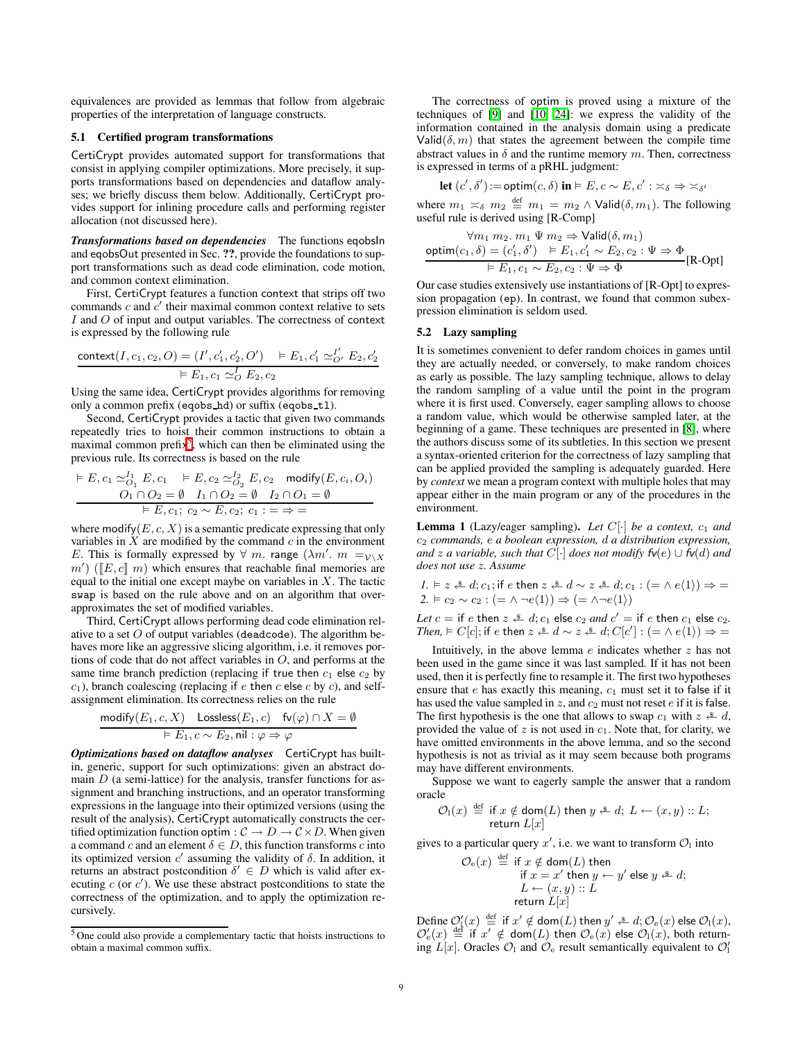equivalences are provided as lemmas that follow from algebraic properties of the interpretation of language constructs.

### 5.1 Certified program transformations

CertiCrypt provides automated support for transformations that consist in applying compiler optimizations. More precisely, it supports transformations based on dependencies and dataflow analyses; we briefly discuss them below. Additionally, CertiCrypt provides support for inlining procedure calls and performing register allocation (not discussed here).

***Transformations based on dependencies*** The functions eqobsIn and eqobsOut presented in Sec. ??, provide the foundations to support transformations such as dead code elimination, code motion, and common context elimination.

First, CertiCrypt features a function context that strips off two commands $c$ and $c'$ their maximal common context relative to sets $I$ and $O$ of input and output variables. The correctness of context is expressed by the following rule

$$\frac{\mathsf{context}(I, c_1, c_2, O) = (I', c_1', c_2', O') \quad \vDash E_1, c_1' \simeq_{O'}^{I'} E_2, c_2'}{\vDash E_1, c_1 \simeq_O^I E_2, c_2}$$

Using the same idea, CertiCrypt provides algorithms for removing only a common prefix (eqobs_hd) or suffix (eqobs_tl).

Second, CertiCrypt provides a tactic that given two commands repeatedly tries to hoist their common instructions to obtain a maximal common prefix[5], which can then be eliminated using the previous rule. Its correctness is based on the rule

$$\frac{\vDash E, c_1 \simeq_{O_1}^{I_1} E, c_1 \quad \vDash E, c_2 \simeq_{O_2}^{I_2} E, c_2 \quad \mathsf{modify}(E, c_i, O_i) \quad O_1 \cap O_2 = \emptyset \quad I_1 \cap O_2 = \emptyset \quad I_2 \cap O_1 = \emptyset}{\vDash E, c_1;\ c_2 \sim E, c_2;\ c_1 : = \Rightarrow =}$$

where $\mathsf{modify}(E, c, X)$ is a semantic predicate expressing that only variables in $X$ are modified by the command $c$ in the environment $E$. This is formally expressed by $\forall\ m.\ \mathsf{range}\ (\lambda m'.\ m =_{\mathcal{V}\setminus X} m')\ ([\![E, c]\!]\ m)$ which ensures that reachable final memories are equal to the initial one except maybe on variables in $X$. The tactic swap is based on the rule above and on an algorithm that over-approximates the set of modified variables.

Third, CertiCrypt allows performing dead code elimination relative to a set $O$ of output variables (deadcode). The algorithm behaves more like an aggressive slicing algorithm, i.e. it removes portions of code that do not affect variables in $O$, and performs at the same time branch prediction (replacing if true then $c_1$ else $c_2$ by $c_1$), branch coalescing (replacing if $e$ then $c$ else $c$ by $c$), and self-assignment elimination. Its correctness relies on the rule

$$\frac{\mathsf{modify}(E_1, c, X) \quad \mathsf{Lossless}(E_1, c) \quad \mathsf{fv}(\varphi) \cap X = \emptyset}{\vDash E_1, c \sim E_2, \mathsf{nil} : \varphi \Rightarrow \varphi}$$

***Optimizations based on dataflow analyses*** CertiCrypt has built-in, generic, support for such optimizations: given an abstract domain $D$ (a semi-lattice) for the analysis, transfer functions for assignment and branching instructions, and an operator transforming expressions in the language into their optimized versions (using the result of the analysis), CertiCrypt automatically constructs the certified optimization function $\mathsf{optim} : \mathcal{C} \to D \to \mathcal{C} \times D$. When given a command $c$ and an element $\delta \in D$, this function transforms $c$ into its optimized version $c'$ assuming the validity of $\delta$. In addition, it returns an abstract postcondition $\delta' \in D$ which is valid after executing $c$ (or $c'$). We use these abstract postconditions to state the correctness of the optimization, and to apply the optimization recursively.

[5] One could also provide a complementary tactic that hoists instructions to obtain a maximal common suffix.

The correctness of optim is proved using a mixture of the techniques of [9] and [10, 24]: we express the validity of the information contained in the analysis domain using a predicate $\mathsf{Valid}(\delta, m)$ that states the agreement between the compile time abstract values in $\delta$ and the runtime memory $m$. Then, correctness is expressed in terms of a pRHL judgment:

$$\textbf{let } (c', \delta') := \mathsf{optim}(c, \delta) \textbf{ in} \vDash E, c \sim E, c' : \asymp_\delta \Rightarrow \asymp_{\delta'}$$

where $m_1 \asymp_\delta m_2 \stackrel{\text{def}}{=} m_1 = m_2 \wedge \mathsf{Valid}(\delta, m_1)$. The following useful rule is derived using [R-Comp]

$$\frac{\forall m_1\ m_2.\ m_1\ \Psi\ m_2 \Rightarrow \mathsf{Valid}(\delta, m_1) \quad \mathsf{optim}(c_1, \delta) = (c_1', \delta') \quad \vDash E_1, c_1' \sim E_2, c_2 : \Psi \Rightarrow \Phi}{\vDash E_1, c_1 \sim E_2, c_2 : \Psi \Rightarrow \Phi}\text{[R-Opt]}$$

Our case studies extensively use instantiations of [R-Opt] to expression propagation (ep). In contrast, we found that common subexpression elimination is seldom used.

### 5.2 Lazy sampling

It is sometimes convenient to defer random choices in games until they are actually needed, or conversely, to make random choices as early as possible. The lazy sampling technique, allows to delay the random sampling of a value until the point in the program where it is first used. Conversely, eager sampling allows to choose a random value, which would be otherwise sampled later, at the beginning of a game. These techniques are presented in [8], where the authors discuss some of its subtleties. In this section we present a syntax-oriented criterion for the correctness of lazy sampling that can be applied provided the sampling is adequately guarded. Here by *context* we mean a program context with multiple holes that may appear either in the main program or any of the procedures in the environment.

**Lemma 1** (Lazy/eager sampling). *Let $C[\cdot]$ be a context, $c_1$ and $c_2$ commands, $e$ a boolean expression, $d$ a distribution expression, and $z$ a variable, such that $C[\cdot]$ does not modify $\mathsf{fv}(e) \cup \mathsf{fv}(d)$ and does not use $z$. Assume*

1. $\vDash z \stackrel{\$}{\leftarrow} d; c_1; \mathsf{if}\ e\ \mathsf{then}\ z \stackrel{\$}{\leftarrow} d \sim z \stackrel{\$}{\leftarrow} d; c_1 : (= \wedge\, e\langle 1\rangle) \Rightarrow =$
2. $\vDash c_2 \sim c_2 : (= \wedge \neg e\langle 1\rangle) \Rightarrow (= \wedge \neg e\langle 1\rangle)$

*Let $c = \mathsf{if}\ e\ \mathsf{then}\ z \stackrel{\$}{\leftarrow} d; c_1\ \mathsf{else}\ c_2$ and $c' = \mathsf{if}\ e\ \mathsf{then}\ c_1\ \mathsf{else}\ c_2$. Then, $\vDash C[c]; \mathsf{if}\ e\ \mathsf{then}\ z \stackrel{\$}{\leftarrow} d \sim z \stackrel{\$}{\leftarrow} d; C[c'] : (= \wedge\, e\langle 1\rangle) \Rightarrow =$*

Intuitively, in the above lemma $e$ indicates whether $z$ has not been used in the game since it was last sampled. If it has not been used, then it is perfectly fine to resample it. The first two hypotheses ensure that $e$ has exactly this meaning, $c_1$ must set it to false if it has used the value sampled in $z$, and $c_2$ must not reset $e$ if it is false. The first hypothesis is the one that allows to swap $c_1$ with $z \stackrel{\$}{\leftarrow} d$, provided the value of $z$ is not used in $c_1$. Note that, for clarity, we have omitted environments in the above lemma, and so the second hypothesis is not as trivial as it may seem because both programs may have different environments.

Suppose we want to eagerly sample the answer that a random oracle

$$\mathcal{O}_\mathrm{l}(x) \stackrel{\text{def}}{=} \mathsf{if}\ x \notin \mathsf{dom}(L)\ \mathsf{then}\ y \stackrel{\$}{\leftarrow} d;\ L \leftarrow (x, y) :: L; \\ \mathsf{return}\ L[x]$$

gives to a particular query $x'$, i.e. we want to transform $\mathcal{O}_\mathrm{l}$ into

$$\begin{aligned}\mathcal{O}_\mathrm{e}(x) \stackrel{\text{def}}{=}\ & \mathsf{if}\ x \notin \mathsf{dom}(L)\ \mathsf{then} \\ & \quad \mathsf{if}\ x = x'\ \mathsf{then}\ y \leftarrow y'\ \mathsf{else}\ y \stackrel{\$}{\leftarrow} d; \\ & \quad L \leftarrow (x, y) :: L \\ & \mathsf{return}\ L[x]\end{aligned}$$

Define $\mathcal{O}_\mathrm{l}'(x) \stackrel{\text{def}}{=} \mathsf{if}\ x' \notin \mathsf{dom}(L)\ \mathsf{then}\ y' \stackrel{\$}{\leftarrow} d; \mathcal{O}_\mathrm{e}(x)\ \mathsf{else}\ \mathcal{O}_\mathrm{l}(x)$, $\mathcal{O}_\mathrm{e}'(x) \stackrel{\text{def}}{=} \mathsf{if}\ x' \notin \mathsf{dom}(L)\ \mathsf{then}\ \mathcal{O}_\mathrm{e}(x)\ \mathsf{else}\ \mathcal{O}_\mathrm{l}(x)$, both returning $L[x]$. Oracles $\mathcal{O}_\mathrm{l}$ and $\mathcal{O}_\mathrm{e}$ result semantically equivalent to $\mathcal{O}_\mathrm{l}'$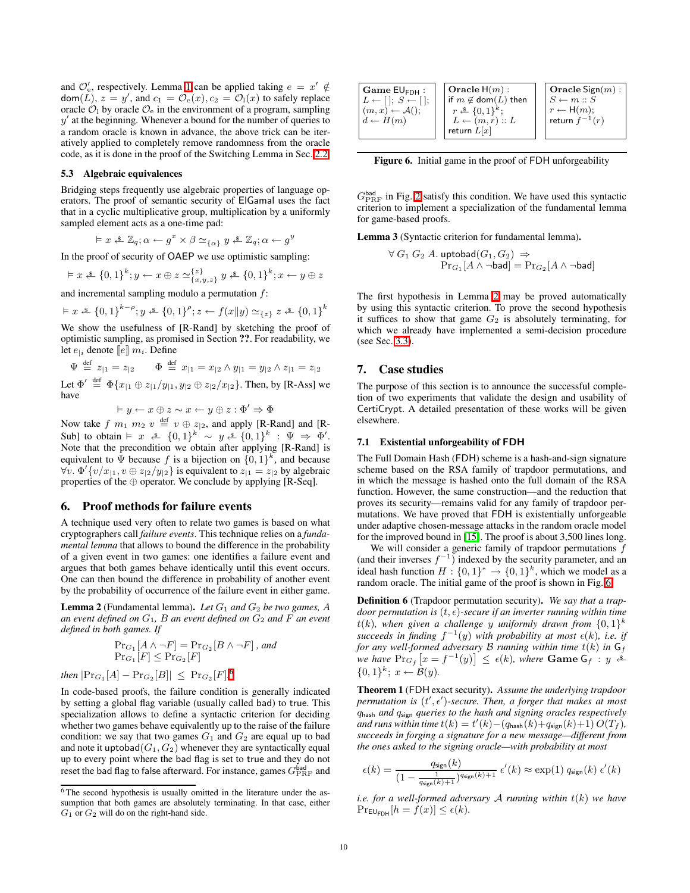and $\mathcal{O}'_e$, respectively. Lemma 1 can be applied taking $e = x' \notin \mathsf{dom}(L)$, $z = y'$, and $c_1 = \mathcal{O}_e(x), c_2 = \mathcal{O}_l(x)$ to safely replace oracle $\mathcal{O}_l$ by oracle $\mathcal{O}_e$ in the environment of a program, sampling $y'$ at the beginning. Whenever a bound for the number of queries to a random oracle is known in advance, the above trick can be iteratively applied to completely remove randomness from the oracle code, as it is done in the proof of the Switching Lemma in Sec. 2.2.

### 5.3 Algebraic equivalences

Bridging steps frequently use algebraic properties of language operators. The proof of semantic security of ElGamal uses the fact that in a cyclic multiplicative group, multiplication by a uniformly sampled element acts as a one-time pad:

$$\vDash x \overset{\$}{\leftarrow} \mathbb{Z}_q; \alpha \leftarrow g^x \times \beta \simeq_{\{\alpha\}} y \overset{\$}{\leftarrow} \mathbb{Z}_q; \alpha \leftarrow g^y$$

In the proof of security of OAEP we use optimistic sampling:

$$\vDash x \overset{\$}{\leftarrow} \{0,1\}^k; y \leftarrow x \oplus z \simeq^{\{z\}}_{\{x,y,z\}} y \overset{\$}{\leftarrow} \{0,1\}^k; x \leftarrow y \oplus z$$

and incremental sampling modulo a permutation $f$:

$$\vDash x \overset{\$}{\leftarrow} \{0,1\}^{k-\rho}; y \overset{\$}{\leftarrow} \{0,1\}^{\rho}; z \leftarrow f(x\|y) \simeq_{\{z\}} z \overset{\$}{\leftarrow} \{0,1\}^k$$

We show the usefulness of [R-Rand] by sketching the proof of optimistic sampling, as promised in Section ??. For readability, we let $e_{|i}$ denote $[\![e]\!]\ m_i$. Define

$$\Psi \overset{\text{def}}{=} z_{|1} = z_{|2} \qquad \Phi \overset{\text{def}}{=} x_{|1} = x_{|2} \wedge y_{|1} = y_{|2} \wedge z_{|1} = z_{|2}$$

Let $\Phi' \overset{\text{def}}{=} \Phi\{x_{|1} \oplus z_{|1}/y_{|1}, y_{|2} \oplus z_{|2}/x_{|2}\}$. Then, by [R-Ass] we have

$$\vDash y \leftarrow x \oplus z \sim x \leftarrow y \oplus z : \Phi' \Rightarrow \Phi$$

Now take $f\ m_1\ m_2\ v \overset{\text{def}}{=} v \oplus z_{|2}$, and apply [R-Rand] and [R-Sub] to obtain $\vDash x \overset{\$}{\leftarrow} \{0,1\}^k \sim y \overset{\$}{\leftarrow} \{0,1\}^k : \Psi \Rightarrow \Phi'$. Note that the precondition we obtain after applying [R-Rand] is equivalent to $\Psi$ because $f$ is a bijection on $\{0,1\}^k$, and because $\forall v.\ \Phi'\{v/x_{|1}, v \oplus z_{|2}/y_{|2}\}$ is equivalent to $z_{|1} = z_{|2}$ by algebraic properties of the $\oplus$ operator. We conclude by applying [R-Seq].

## 6. Proof methods for failure events

A technique used very often to relate two games is based on what cryptographers call *failure events*. This technique relies on a *fundamental lemma* that allows to bound the difference in the probability of a given event in two games: one identifies a failure event and argues that both games behave identically until this event occurs. One can then bound the difference in probability of another event by the probability of occurrence of the failure event in either game.

**Lemma 2** (Fundamental lemma). *Let $G_1$ and $G_2$ be two games, $A$ an event defined on $G_1$, $B$ an event defined on $G_2$ and $F$ an event defined in both games. If*

$$\Pr_{G_1}[A \wedge \neg F] = \Pr_{G_2}[B \wedge \neg F]\text{, and}$$
$$\Pr_{G_1}[F] \le \Pr_{G_2}[F]$$

*then* $|\Pr_{G_1}[A] - \Pr_{G_2}[B]| \le \Pr_{G_2}[F]$.[6]

In code-based proofs, the failure condition is generally indicated by setting a global flag variable (usually called bad) to true. This specialization allows to define a syntactic criterion for deciding whether two games behave equivalently up to the raise of the failure condition: we say that two games $G_1$ and $G_2$ are equal up to bad and note it $\mathsf{uptobad}(G_1, G_2)$ whenever they are syntactically equal up to every point where the bad flag is set to true and they do not reset the bad flag to false afterward. For instance, games $G^{\mathsf{bad}}_{\mathrm{PRP}}$ and $G^{\mathsf{bad}}_{\mathrm{PRF}}$ in Fig. 2 satisfy this condition. We have used this syntactic criterion to implement a specialization of the fundamental lemma for game-based proofs.

**Lemma 3** (Syntactic criterion for fundamental lemma).

$$\forall\ G_1\ G_2\ A.\ \mathsf{uptobad}(G_1, G_2) \Rightarrow \Pr_{G_1}[A \wedge \neg\mathsf{bad}] = \Pr_{G_2}[A \wedge \neg\mathsf{bad}]$$

The first hypothesis in Lemma 2 may be proved automatically by using this syntactic criterion. To prove the second hypothesis it suffices to show that game $G_2$ is absolutely terminating, for which we already have implemented a semi-decision procedure (see Sec. 3.3).

[6] The second hypothesis is usually omitted in the literature under the assumption that both games are absolutely terminating. In that case, either $G_1$ or $G_2$ will do on the right-hand side.

```
Game EU_FDH :
L ← []; S ← [];
(m, x) ← A();
d ← H(m)

Oracle H(m) :
if m ∉ dom(L) then
  r $← {0,1}^k;
  L ← (m, r) :: L
return L[x]

Oracle Sign(m) :
S ← m :: S
r ← H(m);
return f^{-1}(r)
```

**Figure 6.** Initial game in the proof of FDH unforgeability

## 7. Case studies

The purpose of this section is to announce the successful completion of two experiments that validate the design and usability of CertiCrypt. A detailed presentation of these works will be given elsewhere.

### 7.1 Existential unforgeability of FDH

The Full Domain Hash (FDH) scheme is a hash-and-sign signature scheme based on the RSA family of trapdoor permutations, and in which the message is hashed onto the full domain of the RSA function. However, the same construction—and the reduction that proves its security—remains valid for any family of trapdoor permutations. We have proved that FDH is existentially unforgeable under adaptive chosen-message attacks in the random oracle model for the improved bound in [15]. The proof is about 3,500 lines long.

We will consider a generic family of trapdoor permutations $f$ (and their inverses $f^{-1}$) indexed by the security parameter, and an ideal hash function $H : \{0,1\}^* \to \{0,1\}^k$, which we model as a random oracle. The initial game of the proof is shown in Fig. 6.

**Definition 6** (Trapdoor permutation security). *We say that a trapdoor permutation is $(t, \epsilon)$-secure if an inverter running within time $t(k)$, when given a challenge $y$ uniformly drawn from $\{0,1\}^k$ succeeds in finding $f^{-1}(y)$ with probability at most $\epsilon(k)$, i.e. if for any well-formed adversary $\mathcal{B}$ running within time $t(k)$ in $\mathsf{G}_f$ we have $\Pr_{\mathsf{G}_f}[x = f^{-1}(y)] \le \epsilon(k)$, where* **Game** $\mathsf{G}_f$ : $y \overset{\$}{\leftarrow} \{0,1\}^k$; $x \leftarrow \mathcal{B}(y)$.

**Theorem 1** (FDH exact security). *Assume the underlying trapdoor permutation is $(t', \epsilon')$-secure. Then, a forger that makes at most $q_{\mathsf{hash}}$ and $q_{\mathsf{sign}}$ queries to the hash and signing oracles respectively and runs within time $t(k) = t'(k) - (q_{\mathsf{hash}}(k) + q_{\mathsf{sign}}(k) + 1)\ O(T_f)$, succeeds in forging a signature for a new message—different from the ones asked to the signing oracle—with probability at most*

$$\epsilon(k) = \frac{q_{\mathsf{sign}}(k)}{(1 - \frac{1}{q_{\mathsf{sign}}(k)+1})^{q_{\mathsf{sign}}(k)+1}}\ \epsilon'(k) \approx \exp(1)\ q_{\mathsf{sign}}(k)\ \epsilon'(k)$$

*i.e. for a well-formed adversary $\mathcal{A}$ running within $t(k)$ we have* $\Pr_{\mathsf{EU_{FDH}}}[h = f(x)] \le \epsilon(k)$.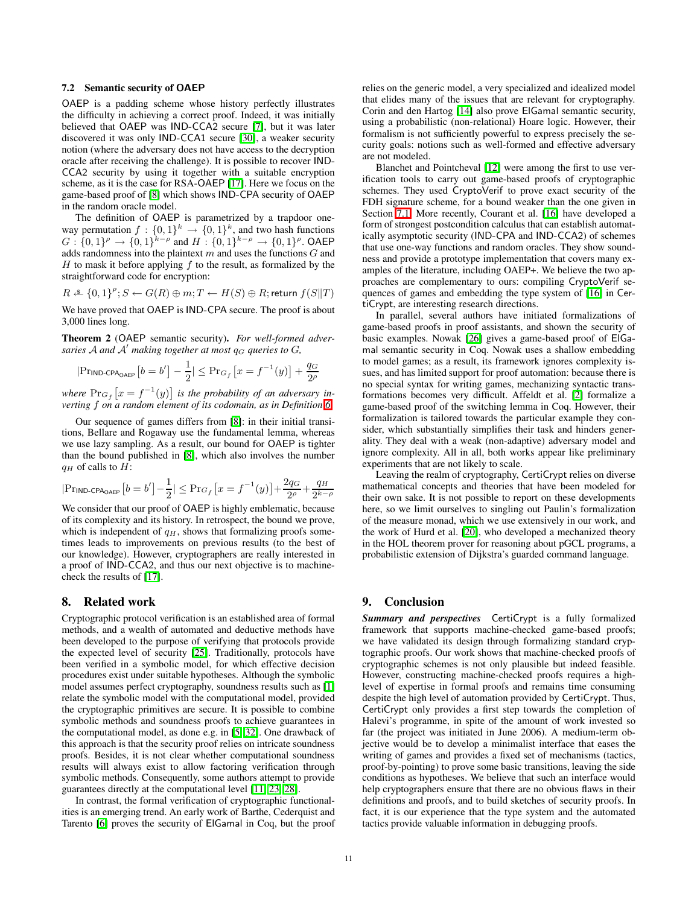### 7.2 Semantic security of OAEP

OAEP is a padding scheme whose history perfectly illustrates the difficulty in achieving a correct proof. Indeed, it was initially believed that OAEP was IND-CCA2 secure [7], but it was later discovered it was only IND-CCA1 secure [30], a weaker security notion (where the adversary does not have access to the decryption oracle after receiving the challenge). It is possible to recover IND-CCA2 security by using it together with a suitable encryption scheme, as it is the case for RSA-OAEP [17]. Here we focus on the game-based proof of [8] which shows IND-CPA security of OAEP in the random oracle model.

The definition of OAEP is parametrized by a trapdoor one-way permutation $f : \{0,1\}^k \to \{0,1\}^k$, and two hash functions $G : \{0,1\}^\rho \to \{0,1\}^{k-\rho}$ and $H : \{0,1\}^{k-\rho} \to \{0,1\}^\rho$. OAEP adds randomness into the plaintext $m$ and uses the functions $G$ and $H$ to mask it before applying $f$ to the result, as formalized by the straightforward code for encryption:

$$R \overset{\$}{\leftarrow} \{0,1\}^\rho; S \leftarrow G(R) \oplus m; T \leftarrow H(S) \oplus R; \text{return } f(S \| T)$$

We have proved that OAEP is IND-CPA secure. The proof is about 3,000 lines long.

**Theorem 2** (OAEP semantic security). *For well-formed adversaries $\mathcal{A}$ and $\mathcal{A}'$ making together at most $q_G$ queries to $G$,*

$$|\Pr_{\mathsf{IND\text{-}CPA}_{\mathsf{OAEP}}}[b = b'] - \frac{1}{2}| \leq \Pr_{G_f}[x = f^{-1}(y)] + \frac{q_G}{2^\rho}$$

*where $\Pr_{G_f}[x = f^{-1}(y)]$ is the probability of an adversary inverting $f$ on a random element of its codomain, as in Definition 6.*

Our sequence of games differs from [8]: in their initial transitions, Bellare and Rogaway use the fundamental lemma, whereas we use lazy sampling. As a result, our bound for OAEP is tighter than the bound published in [8], which also involves the number $q_H$ of calls to $H$:

$$|\Pr_{\mathsf{IND\text{-}CPA}_{\mathsf{OAEP}}}[b = b'] - \frac{1}{2}| \leq \Pr_{G_f}[x = f^{-1}(y)] + \frac{2q_G}{2^\rho} + \frac{q_H}{2^{k-\rho}}$$

We consider that our proof of OAEP is highly emblematic, because of its complexity and its history. In retrospect, the bound we prove, which is independent of $q_H$, shows that formalizing proofs sometimes leads to improvements on previous results (to the best of our knowledge). However, cryptographers are really interested in a proof of IND-CCA2, and thus our next objective is to machine-check the results of [17].

## 8. Related work

Cryptographic protocol verification is an established area of formal methods, and a wealth of automated and deductive methods have been developed to the purpose of verifying that protocols provide the expected level of security [25]. Traditionally, protocols have been verified in a symbolic model, for which effective decision procedures exist under suitable hypotheses. Although the symbolic model assumes perfect cryptography, soundness results such as [1] relate the symbolic model with the computational model, provided the cryptographic primitives are secure. It is possible to combine symbolic methods and soundness proofs to achieve guarantees in the computational model, as done e.g. in [5, 32]. One drawback of this approach is that the security proof relies on intricate soundness proofs. Besides, it is not clear whether computational soundness results will always exist to allow factoring verification through symbolic methods. Consequently, some authors attempt to provide guarantees directly at the computational level [11, 23, 28].

In contrast, the formal verification of cryptographic functionalities is an emerging trend. An early work of Barthe, Cederquist and Tarento [6] proves the security of ElGamal in Coq, but the proof relies on the generic model, a very specialized and idealized model that elides many of the issues that are relevant for cryptography. Corin and den Hartog [14] also prove ElGamal semantic security, using a probabilistic (non-relational) Hoare logic. However, their formalism is not sufficiently powerful to express precisely the security goals: notions such as well-formed and effective adversary are not modeled.

Blanchet and Pointcheval [12] were among the first to use verification tools to carry out game-based proofs of cryptographic schemes. They used CryptoVerif to prove exact security of the FDH signature scheme, for a bound weaker than the one given in Section 7.1. More recently, Courant et al. [16] have developed a form of strongest postcondition calculus that can establish automatically asymptotic security (IND-CPA and IND-CCA2) of schemes that use one-way functions and random oracles. They show soundness and provide a prototype implementation that covers many examples of the literature, including OAEP+. We believe the two approaches are complementary to ours: compiling CryptoVerif sequences of games and embedding the type system of [16] in CertiCrypt, are interesting research directions.

In parallel, several authors have initiated formalizations of game-based proofs in proof assistants, and shown the security of basic examples. Nowak [26] gives a game-based proof of ElGamal semantic security in Coq. Nowak uses a shallow embedding to model games; as a result, his framework ignores complexity issues, and has limited support for proof automation: because there is no special syntax for writing games, mechanizing syntactic transformations becomes very difficult. Affeldt et al. [2] formalize a game-based proof of the switching lemma in Coq. However, their formalization is tailored towards the particular example they consider, which substantially simplifies their task and hinders generality. They deal with a weak (non-adaptive) adversary model and ignore complexity. All in all, both works appear like preliminary experiments that are not likely to scale.

Leaving the realm of cryptography, CertiCrypt relies on diverse mathematical concepts and theories that have been modeled for their own sake. It is not possible to report on these developments here, so we limit ourselves to singling out Paulin's formalization of the measure monad, which we use extensively in our work, and the work of Hurd et al. [20], who developed a mechanized theory in the HOL theorem prover for reasoning about pGCL programs, a probabilistic extension of Dijkstra's guarded command language.

## 9. Conclusion

***Summary and perspectives*** CertiCrypt is a fully formalized framework that supports machine-checked game-based proofs; we have validated its design through formalizing standard cryptographic proofs. Our work shows that machine-checked proofs of cryptographic schemes is not only plausible but indeed feasible. However, constructing machine-checked proofs requires a high-level of expertise in formal proofs and remains time consuming despite the high level of automation provided by CertiCrypt. Thus, CertiCrypt only provides a first step towards the completion of Halevi's programme, in spite of the amount of work invested so far (the project was initiated in June 2006). A medium-term objective would be to develop a minimalist interface that eases the writing of games and provides a fixed set of mechanisms (tactics, proof-by-pointing) to prove some basic transitions, leaving the side conditions as hypotheses. We believe that such an interface would help cryptographers ensure that there are no obvious flaws in their definitions and proofs, and to build sketches of security proofs. In fact, it is our experience that the type system and the automated tactics provide valuable information in debugging proofs.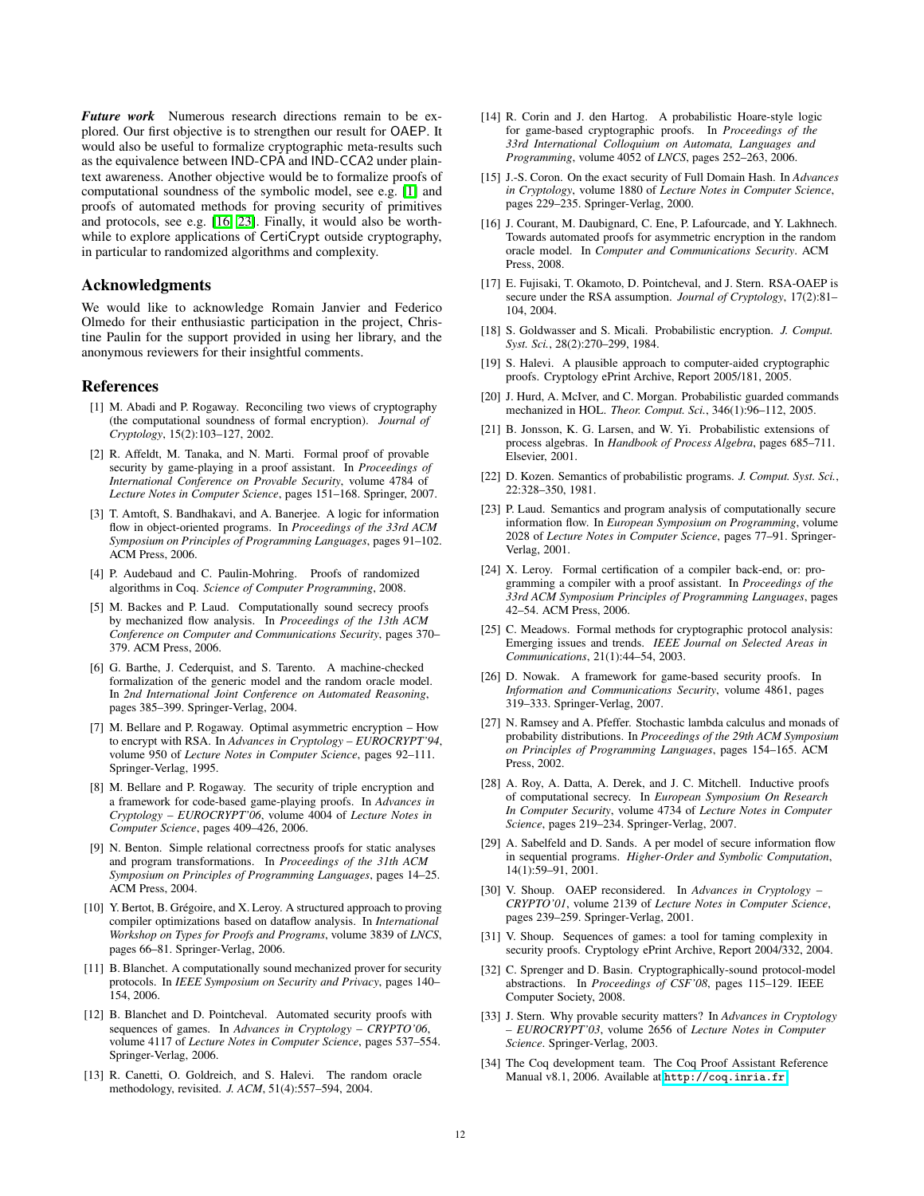***Future work*** Numerous research directions remain to be explored. Our first objective is to strengthen our result for OAEP. It would also be useful to formalize cryptographic meta-results such as the equivalence between IND-CPA and IND-CCA2 under plaintext awareness. Another objective would be to formalize proofs of computational soundness of the symbolic model, see e.g. [1] and proofs of automated methods for proving security of primitives and protocols, see e.g. [16, 23]. Finally, it would also be worthwhile to explore applications of CertiCrypt outside cryptography, in particular to randomized algorithms and complexity.

## Acknowledgments

We would like to acknowledge Romain Janvier and Federico Olmedo for their enthusiastic participation in the project, Christine Paulin for the support provided in using her library, and the anonymous reviewers for their insightful comments.

## References

[1] M. Abadi and P. Rogaway. Reconciling two views of cryptography (the computational soundness of formal encryption). *Journal of Cryptology*, 15(2):103–127, 2002.

[2] R. Affeldt, M. Tanaka, and N. Marti. Formal proof of provable security by game-playing in a proof assistant. In *Proceedings of International Conference on Provable Security*, volume 4784 of *Lecture Notes in Computer Science*, pages 151–168. Springer, 2007.

[3] T. Amtoft, S. Bandhakavi, and A. Banerjee. A logic for information flow in object-oriented programs. In *Proceedings of the 33rd ACM Symposium on Principles of Programming Languages*, pages 91–102. ACM Press, 2006.

[4] P. Audebaud and C. Paulin-Mohring. Proofs of randomized algorithms in Coq. *Science of Computer Programming*, 2008.

[5] M. Backes and P. Laud. Computationally sound secrecy proofs by mechanized flow analysis. In *Proceedings of the 13th ACM Conference on Computer and Communications Security*, pages 370–379. ACM Press, 2006.

[6] G. Barthe, J. Cederquist, and S. Tarento. A machine-checked formalization of the generic model and the random oracle model. In *2nd International Joint Conference on Automated Reasoning*, pages 385–399. Springer-Verlag, 2004.

[7] M. Bellare and P. Rogaway. Optimal asymmetric encryption – How to encrypt with RSA. In *Advances in Cryptology – EUROCRYPT'94*, volume 950 of *Lecture Notes in Computer Science*, pages 92–111. Springer-Verlag, 1995.

[8] M. Bellare and P. Rogaway. The security of triple encryption and a framework for code-based game-playing proofs. In *Advances in Cryptology – EUROCRYPT'06*, volume 4004 of *Lecture Notes in Computer Science*, pages 409–426, 2006.

[9] N. Benton. Simple relational correctness proofs for static analyses and program transformations. In *Proceedings of the 31th ACM Symposium on Principles of Programming Languages*, pages 14–25. ACM Press, 2004.

[10] Y. Bertot, B. Grégoire, and X. Leroy. A structured approach to proving compiler optimizations based on dataflow analysis. In *International Workshop on Types for Proofs and Programs*, volume 3839 of *LNCS*, pages 66–81. Springer-Verlag, 2006.

[11] B. Blanchet. A computationally sound mechanized prover for security protocols. In *IEEE Symposium on Security and Privacy*, pages 140–154, 2006.

[12] B. Blanchet and D. Pointcheval. Automated security proofs with sequences of games. In *Advances in Cryptology – CRYPTO'06*, volume 4117 of *Lecture Notes in Computer Science*, pages 537–554. Springer-Verlag, 2006.

[13] R. Canetti, O. Goldreich, and S. Halevi. The random oracle methodology, revisited. *J. ACM*, 51(4):557–594, 2004.

[14] R. Corin and J. den Hartog. A probabilistic Hoare-style logic for game-based cryptographic proofs. In *Proceedings of the 33rd International Colloquium on Automata, Languages and Programming*, volume 4052 of *LNCS*, pages 252–263, 2006.

[15] J.-S. Coron. On the exact security of Full Domain Hash. In *Advances in Cryptology*, volume 1880 of *Lecture Notes in Computer Science*, pages 229–235. Springer-Verlag, 2000.

[16] J. Courant, M. Daubignard, C. Ene, P. Lafourcade, and Y. Lakhnech. Towards automated proofs for asymmetric encryption in the random oracle model. In *Computer and Communications Security*. ACM Press, 2008.

[17] E. Fujisaki, T. Okamoto, D. Pointcheval, and J. Stern. RSA-OAEP is secure under the RSA assumption. *Journal of Cryptology*, 17(2):81–104, 2004.

[18] S. Goldwasser and S. Micali. Probabilistic encryption. *J. Comput. Syst. Sci.*, 28(2):270–299, 1984.

[19] S. Halevi. A plausible approach to computer-aided cryptographic proofs. Cryptology ePrint Archive, Report 2005/181, 2005.

[20] J. Hurd, A. McIver, and C. Morgan. Probabilistic guarded commands mechanized in HOL. *Theor. Comput. Sci.*, 346(1):96–112, 2005.

[21] B. Jonsson, K. G. Larsen, and W. Yi. Probabilistic extensions of process algebras. In *Handbook of Process Algebra*, pages 685–711. Elsevier, 2001.

[22] D. Kozen. Semantics of probabilistic programs. *J. Comput. Syst. Sci.*, 22:328–350, 1981.

[23] P. Laud. Semantics and program analysis of computationally secure information flow. In *European Symposium on Programming*, volume 2028 of *Lecture Notes in Computer Science*, pages 77–91. Springer-Verlag, 2001.

[24] X. Leroy. Formal certification of a compiler back-end, or: programming a compiler with a proof assistant. In *Proceedings of the 33rd ACM Symposium Principles of Programming Languages*, pages 42–54. ACM Press, 2006.

[25] C. Meadows. Formal methods for cryptographic protocol analysis: Emerging issues and trends. *IEEE Journal on Selected Areas in Communications*, 21(1):44–54, 2003.

[26] D. Nowak. A framework for game-based security proofs. In *Information and Communications Security*, volume 4861, pages 319–333. Springer-Verlag, 2007.

[27] N. Ramsey and A. Pfeffer. Stochastic lambda calculus and monads of probability distributions. In *Proceedings of the 29th ACM Symposium on Principles of Programming Languages*, pages 154–165. ACM Press, 2002.

[28] A. Roy, A. Datta, A. Derek, and J. C. Mitchell. Inductive proofs of computational secrecy. In *European Symposium On Research In Computer Security*, volume 4734 of *Lecture Notes in Computer Science*, pages 219–234. Springer-Verlag, 2007.

[29] A. Sabelfeld and D. Sands. A per model of secure information flow in sequential programs. *Higher-Order and Symbolic Computation*, 14(1):59–91, 2001.

[30] V. Shoup. OAEP reconsidered. In *Advances in Cryptology – CRYPTO'01*, volume 2139 of *Lecture Notes in Computer Science*, pages 239–259. Springer-Verlag, 2001.

[31] V. Shoup. Sequences of games: a tool for taming complexity in security proofs. Cryptology ePrint Archive, Report 2004/332, 2004.

[32] C. Sprenger and D. Basin. Cryptographically-sound protocol-model abstractions. In *Proceedings of CSF'08*, pages 115–129. IEEE Computer Society, 2008.

[33] J. Stern. Why provable security matters? In *Advances in Cryptology – EUROCRYPT'03*, volume 2656 of *Lecture Notes in Computer Science*. Springer-Verlag, 2003.

[34] The Coq development team. The Coq Proof Assistant Reference Manual v8.1, 2006. Available at http://coq.inria.fr.